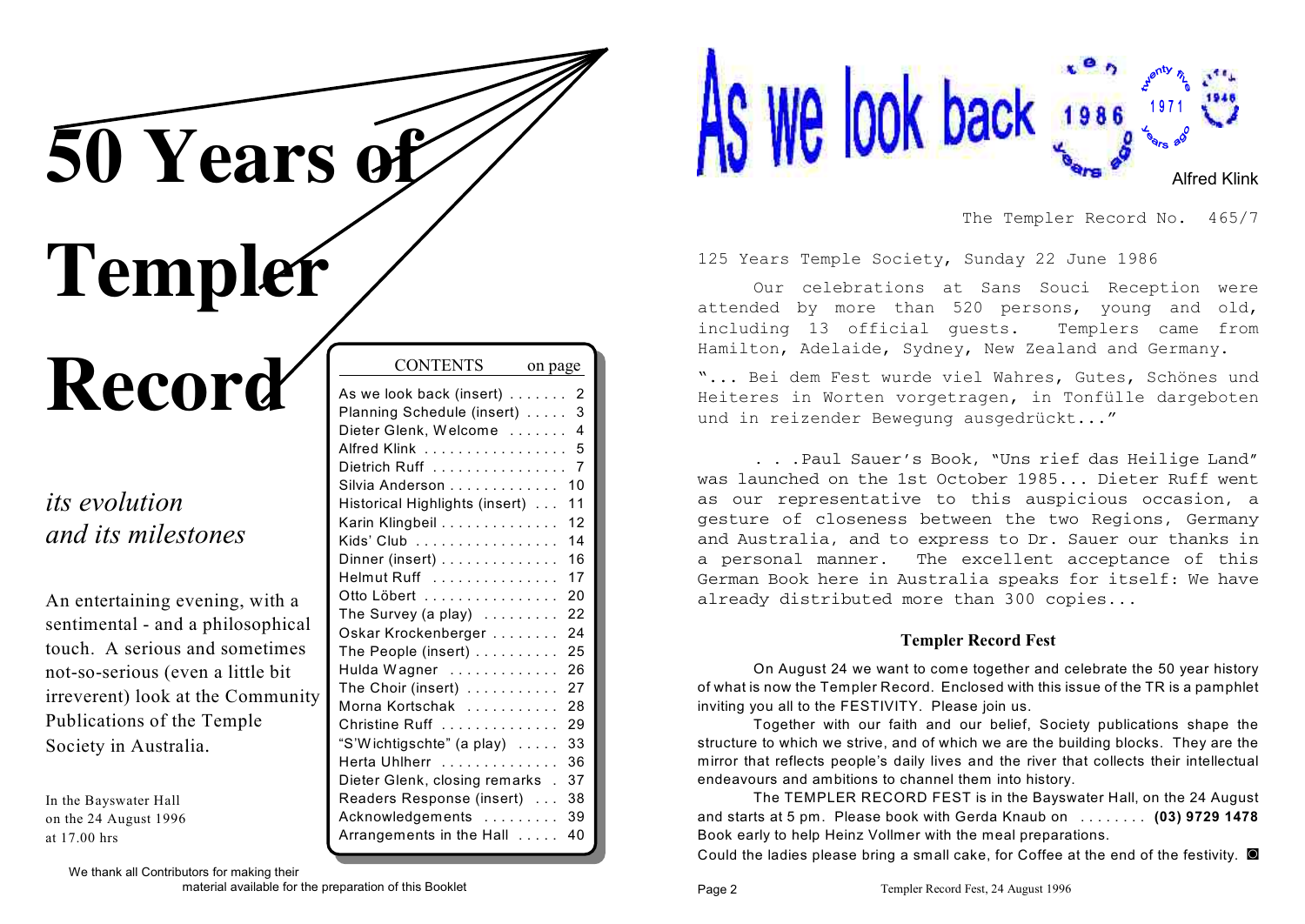# 50 Years of Templer Record

*its evolution and its milestones*

An entertaining evening, with a sentimental - and a philosophical touch. A serious and sometimes not-so-serious (even a little bit irreverent) look at the Community Publications of the Temple Society in Australia.

In the Bayswater Hall
on the 24 August 1996
at 17.00 hrs

| CONTENTS | on page |
|---|---|
| As we look back (insert) | 2 |
| Planning Schedule (insert) | 3 |
| Dieter Glenk, Welcome | 4 |
| Alfred Klink | 5 |
| Dietrich Ruff | 7 |
| Silvia Anderson | 10 |
| Historical Highlights (insert) | 11 |
| Karin Klingbeil | 12 |
| Kids' Club | 14 |
| Dinner (insert) | 16 |
| Helmut Ruff | 17 |
| Otto Löbert | 20 |
| The Survey (a play) | 22 |
| Oskar Krockenberger | 24 |
| The People (insert) | 25 |
| Hulda Wagner | 26 |
| The Choir (insert) | 27 |
| Morna Kortschak | 28 |
| Christine Ruff | 29 |
| "S'Wichtigschte" (a play) | 33 |
| Herta Uhlherr | 36 |
| Dieter Glenk, closing remarks | 37 |
| Readers Response (insert) | 38 |
| Acknowledgements | 39 |
| Arrangements in the Hall | 40 |

We thank all Contributors for making their material available for the preparation of this Booklet

# As we look back

1986 ten years ago · 1971 twenty five years ago · 1946 fifty years ago

Alfred Klink

The Templer Record No. 465/7

125 Years Temple Society, Sunday 22 June 1986

Our celebrations at Sans Souci Reception were attended by more than 520 persons, young and old, including 13 official guests. Templers came from Hamilton, Adelaide, Sydney, New Zealand and Germany.

"... Bei dem Fest wurde viel Wahres, Gutes, Schönes und Heiteres in Worten vorgetragen, in Tonfülle dargeboten und in reizender Bewegung ausgedrückt..."

. . .Paul Sauer's Book, "Uns rief das Heilige Land" was launched on the 1st October 1985... Dieter Ruff went as our representative to this auspicious occasion, a gesture of closeness between the two Regions, Germany and Australia, and to express to Dr. Sauer our thanks in a personal manner. The excellent acceptance of this German Book here in Australia speaks for itself: We have already distributed more than 300 copies...

### Templer Record Fest

On August 24 we want to come together and celebrate the 50 year history of what is now the Templer Record. Enclosed with this issue of the TR is a pamphlet inviting you all to the FESTIVITY. Please join us.

Together with our faith and our belief, Society publications shape the structure to which we strive, and of which we are the building blocks. They are the mirror that reflects people's daily lives and the river that collects their intellectual endeavours and ambitions to channel them into history.

The TEMPLER RECORD FEST is in the Bayswater Hall, on the 24 August and starts at 5 pm. Please book with Gerda Knaub on ........ **(03) 9729 1478** Book early to help Heinz Vollmer with the meal preparations.

Could the ladies please bring a small cake, for Coffee at the end of the festivity. ◘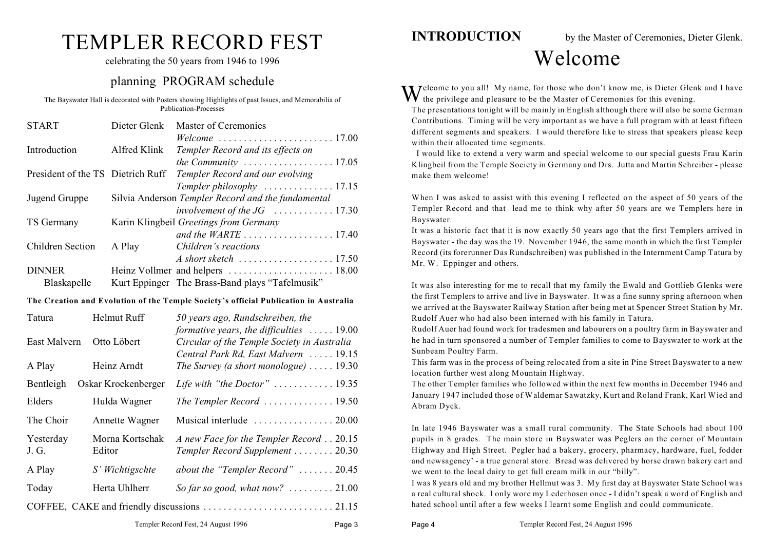# TEMPLER RECORD FEST

celebrating the 50 years from 1946 to 1996

## planning PROGRAM schedule

The Bayswater Hall is decorated with Posters showing Highlights of past Issues, and Memorabilia of Publication-Processes

| | | | |
|---|---|---|---|
| START | Dieter Glenk | Master of Ceremonies *Welcome* | 17.00 |
| Introduction | Alfred Klink | *Templer Record and its effects on the Community* | 17.05 |
| President of the TS | Dietrich Ruff | *Templer Record and our evolving Templer philosophy* | 17.15 |
| Jugend Gruppe | Silvia Anderson | *Templer Record and the fundamental involvement of the JG* | 17.30 |
| TS Germany | Karin Klingbeil | *Greetings from Germany and the WARTE* | 17.40 |
| Children Section | A Play | *Children's reactions A short sketch* | 17.50 |
| DINNER | Heinz Vollmer | and helpers | 18.00 |
| Blaskapelle | Kurt Eppinger | The Brass-Band plays "Tafelmusik" | |

**The Creation and Evolution of the Temple Society's official Publication in Australia**

| | | | |
|---|---|---|---|
| Tatura | Helmut Ruff | *50 years ago, Rundschreiben, the formative years, the difficulties* | 19.00 |
| East Malvern | Otto Löbert | *Circular of the Temple Society in Australia Central Park Rd, East Malvern* | 19.15 |
| A Play | Heinz Arndt | *The Survey (a short monologue)* | 19.30 |
| Bentleigh | Oskar Krockenberger | *Life with "the Doctor"* | 19.35 |
| Elders | Hulda Wagner | *The Templer Record* | 19.50 |
| The Choir | Annette Wagner | Musical interlude | 20.00 |
| Yesterday | Morna Kortschak | *A new Face for the Templer Record* | 20.15 |
| J. G. | Editor | *Templer Record Supplement* | 20.30 |
| A Play | *S' Wichtigschte* | *about the "Templer Record"* | 20.45 |
| Today | Herta Uhlherr | *So far so good, what now?* | 21.00 |
| COFFEE, CAKE and friendly discussions | | | 21.15 |

**INTRODUCTION** by the Master of Ceremonies, Dieter Glenk.

# Welcome

Welcome to you all! My name, for those who don't know me, is Dieter Glenk and I have the privilege and pleasure to be the Master of Ceremonies for this evening.

The presentations tonight will be mainly in English although there will also be some German Contributions. Timing will be very important as we have a full program with at least fifteen different segments and speakers. I would therefore like to stress that speakers please keep within their allocated time segments.

I would like to extend a very warm and special welcome to our special guests Frau Karin Klingbeil from the Temple Society in Germany and Drs. Jutta and Martin Schreiber - please make them welcome!

When I was asked to assist with this evening I reflected on the aspect of 50 years of the Templer Record and that lead me to think why after 50 years are we Templers here in Bayswater.

It was a historic fact that it is now exactly 50 years ago that the first Templers arrived in Bayswater - the day was the 19. November 1946, the same month in which the first Templer Record (its forerunner Das Rundschreiben) was published in the Internment Camp Tatura by Mr. W. Eppinger and others.

It was also interesting for me to recall that my family the Ewald and Gottlieb Glenks were the first Templers to arrive and live in Bayswater. It was a fine sunny spring afternoon when we arrived at the Bayswater Railway Station after being met at Spencer Street Station by Mr. Rudolf Auer who had also been interned with his family in Tatura.

Rudolf Auer had found work for tradesmen and labourers on a poultry farm in Bayswater and he had in turn sponsored a number of Templer families to come to Bayswater to work at the Sunbeam Poultry Farm.

This farm was in the process of being relocated from a site in Pine Street Bayswater to a new location further west along Mountain Highway.

The other Templer families who followed within the next few months in December 1946 and January 1947 included those of Waldemar Sawatzky, Kurt and Roland Frank, Karl Wied and Abram Dyck.

In late 1946 Bayswater was a small rural community. The State Schools had about 100 pupils in 8 grades. The main store in Bayswater was Peglers on the corner of Mountain Highway and High Street. Pegler had a bakery, grocery, pharmacy, hardware, fuel, fodder and newsagency' - a true general store. Bread was delivered by horse drawn bakery cart and we went to the local dairy to get full cream milk in our "billy".

I was 8 years old and my brother Hellmut was 3. My first day at Bayswater State School was a real cultural shock. I only wore my Lederhosen once - I didn't speak a word of English and hated school until after a few weeks I learnt some English and could communicate.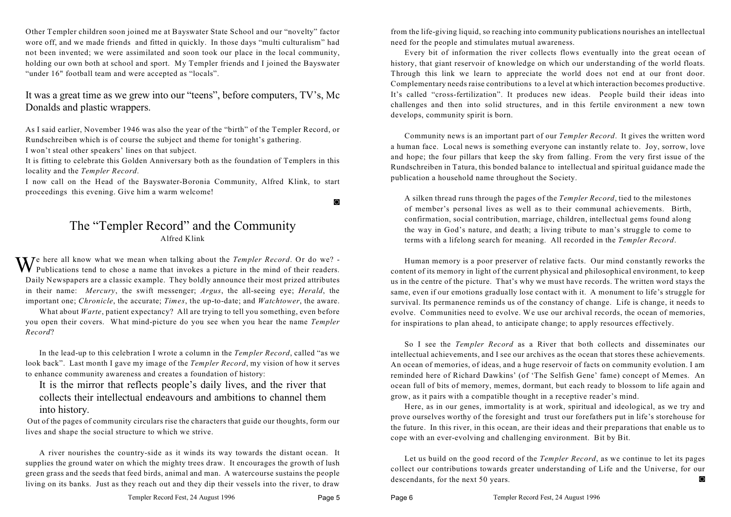Other Templer children soon joined me at Bayswater State School and our "novelty" factor wore off, and we made friends and fitted in quickly. In those days "multi culturalism" had not been invented; we were assimilated and soon took our place in the local community, holding our own both at school and sport. My Templer friends and I joined the Bayswater "under 16" football team and were accepted as "locals".

It was a great time as we grew into our "teens", before computers, TV's, Mc Donalds and plastic wrappers.

As I said earlier, November 1946 was also the year of the "birth" of the Templer Record, or Rundschreiben which is of course the subject and theme for tonight's gathering.

I won't steal other speakers' lines on that subject.

It is fitting to celebrate this Golden Anniversary both as the foundation of Templers in this locality and the *Templer Record*.

I now call on the Head of the Bayswater-Boronia Community, Alfred Klink, to start proceedings this evening. Give him a warm welcome!

## The "Templer Record" and the Community

Alfred Klink

We here all know what we mean when talking about the *Templer Record*. Or do we? - Publications tend to chose a name that invokes a picture in the mind of their readers. Daily Newspapers are a classic example. They boldly announce their most prized attributes in their name: *Mercury*, the swift messenger; *Argus*, the all-seeing eye; *Herald*, the important one; *Chronicle*, the accurate; *Times*, the up-to-date; and *Watchtower*, the aware.

What about *Warte*, patient expectancy? All are trying to tell you something, even before you open their covers. What mind-picture do you see when you hear the name *Templer Record*?

In the lead-up to this celebration I wrote a column in the *Templer Record*, called "as we look back". Last month I gave my image of the *Templer Record*, my vision of how it serves to enhance community awareness and creates a foundation of history:

> It is the mirror that reflects people's daily lives, and the river that collects their intellectual endeavours and ambitions to channel them into history.

Out of the pages of community circulars rise the characters that guide our thoughts, form our lives and shape the social structure to which we strive.

A river nourishes the country-side as it winds its way towards the distant ocean. It supplies the ground water on which the mighty trees draw. It encourages the growth of lush green grass and the seeds that feed birds, animal and man. A watercourse sustains the people living on its banks. Just as they reach out and they dip their vessels into the river, to draw from the life-giving liquid, so reaching into community publications nourishes an intellectual need for the people and stimulates mutual awareness.

Every bit of information the river collects flows eventually into the great ocean of history, that giant reservoir of knowledge on which our understanding of the world floats. Through this link we learn to appreciate the world does not end at our front door. Complementary needs raise contributions to a level at which interaction becomes productive. It's called "cross-fertilization". It produces new ideas. People build their ideas into challenges and then into solid structures, and in this fertile environment a new town develops, community spirit is born.

Community news is an important part of our *Templer Record*. It gives the written word a human face. Local news is something everyone can instantly relate to. Joy, sorrow, love and hope; the four pillars that keep the sky from falling. From the very first issue of the Rundschreiben in Tatura, this bonded balance to intellectual and spiritual guidance made the publication a household name throughout the Society.

> A silken thread runs through the pages of the *Templer Record*, tied to the milestones of member's personal lives as well as to their communal achievements. Birth, confirmation, social contribution, marriage, children, intellectual gems found along the way in God's nature, and death; a living tribute to man's struggle to come to terms with a lifelong search for meaning. All recorded in the *Templer Record*.

Human memory is a poor preserver of relative facts. Our mind constantly reworks the content of its memory in light of the current physical and philosophical environment, to keep us in the centre of the picture. That's why we must have records. The written word stays the same, even if our emotions gradually lose contact with it. A monument to life's struggle for survival. Its permanence reminds us of the constancy of change. Life is change, it needs to evolve. Communities need to evolve. We use our archival records, the ocean of memories, for inspirations to plan ahead, to anticipate change; to apply resources effectively.

So I see the *Templer Record* as a River that both collects and disseminates our intellectual achievements, and I see our archives as the ocean that stores these achievements. An ocean of memories, of ideas, and a huge reservoir of facts on community evolution. I am reminded here of Richard Dawkins' (of 'The Selfish Gene' fame) concept of Memes. An ocean full of bits of memory, memes, dormant, but each ready to blossom to life again and grow, as it pairs with a compatible thought in a receptive reader's mind.

Here, as in our genes, immortality is at work, spiritual and ideological, as we try and prove ourselves worthy of the foresight and trust our forefathers put in life's storehouse for the future. In this river, in this ocean, are their ideas and their preparations that enable us to cope with an ever-evolving and challenging environment. Bit by Bit.

Let us build on the good record of the *Templer Record*, as we continue to let its pages collect our contributions towards greater understanding of Life and the Universe, for our descendants, for the next 50 years.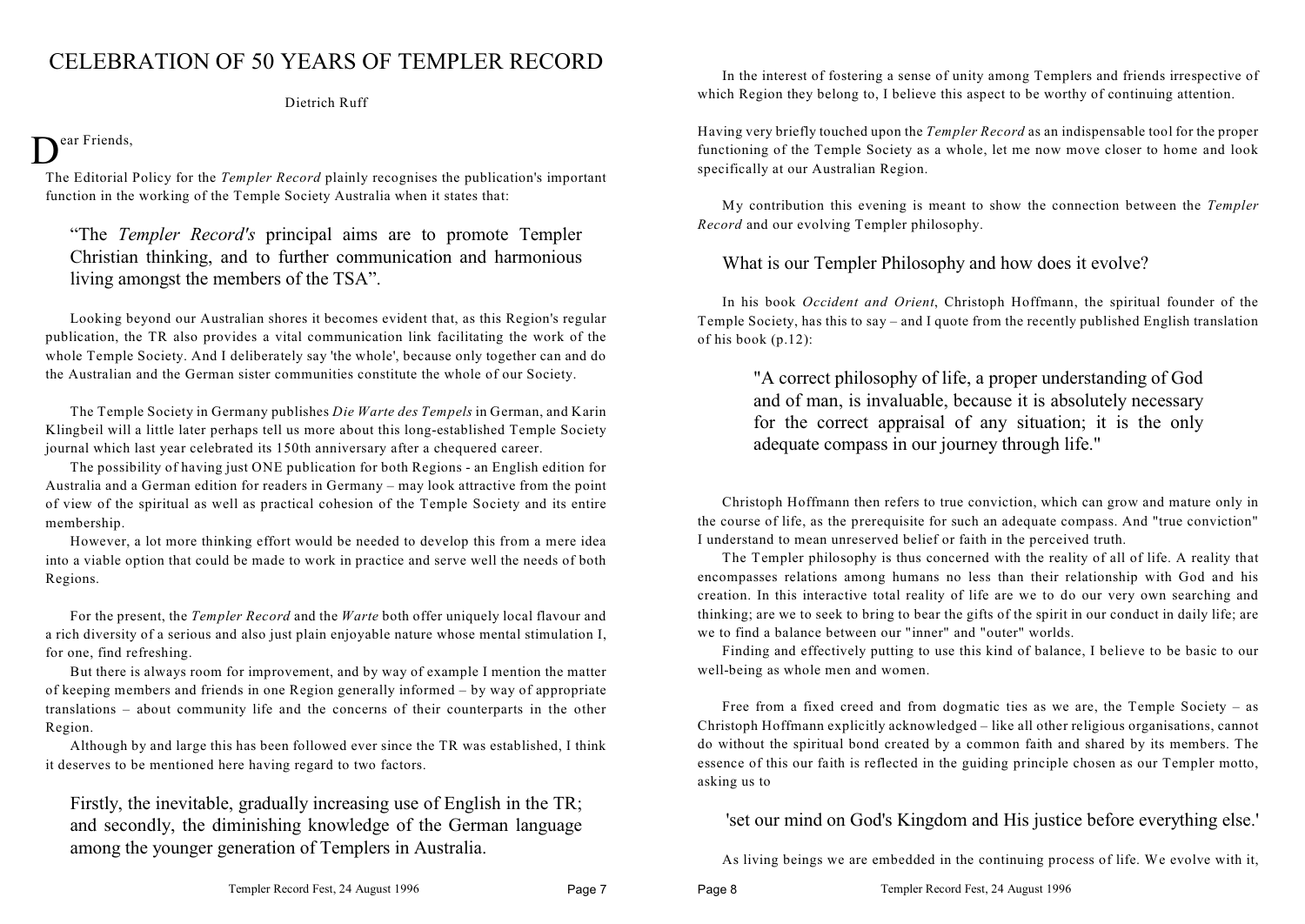# CELEBRATION OF 50 YEARS OF TEMPLER RECORD

Dietrich Ruff

Dear Friends,

The Editorial Policy for the *Templer Record* plainly recognises the publication's important function in the working of the Temple Society Australia when it states that:

> "The *Templer Record's* principal aims are to promote Templer Christian thinking, and to further communication and harmonious living amongst the members of the TSA".

Looking beyond our Australian shores it becomes evident that, as this Region's regular publication, the TR also provides a vital communication link facilitating the work of the whole Temple Society. And I deliberately say 'the whole', because only together can and do the Australian and the German sister communities constitute the whole of our Society.

The Temple Society in Germany publishes *Die Warte des Tempels* in German, and Karin Klingbeil will a little later perhaps tell us more about this long-established Temple Society journal which last year celebrated its 150th anniversary after a chequered career.

The possibility of having just ONE publication for both Regions - an English edition for Australia and a German edition for readers in Germany – may look attractive from the point of view of the spiritual as well as practical cohesion of the Temple Society and its entire membership.

However, a lot more thinking effort would be needed to develop this from a mere idea into a viable option that could be made to work in practice and serve well the needs of both Regions.

For the present, the *Templer Record* and the *Warte* both offer uniquely local flavour and a rich diversity of a serious and also just plain enjoyable nature whose mental stimulation I, for one, find refreshing.

But there is always room for improvement, and by way of example I mention the matter of keeping members and friends in one Region generally informed – by way of appropriate translations – about community life and the concerns of their counterparts in the other Region.

Although by and large this has been followed ever since the TR was established, I think it deserves to be mentioned here having regard to two factors.

> Firstly, the inevitable, gradually increasing use of English in the TR; and secondly, the diminishing knowledge of the German language among the younger generation of Templers in Australia.

In the interest of fostering a sense of unity among Templers and friends irrespective of which Region they belong to, I believe this aspect to be worthy of continuing attention.

Having very briefly touched upon the *Templer Record* as an indispensable tool for the proper functioning of the Temple Society as a whole, let me now move closer to home and look specifically at our Australian Region.

My contribution this evening is meant to show the connection between the *Templer Record* and our evolving Templer philosophy.

## What is our Templer Philosophy and how does it evolve?

In his book *Occident and Orient*, Christoph Hoffmann, the spiritual founder of the Temple Society, has this to say – and I quote from the recently published English translation of his book (p.12):

> "A correct philosophy of life, a proper understanding of God and of man, is invaluable, because it is absolutely necessary for the correct appraisal of any situation; it is the only adequate compass in our journey through life."

Christoph Hoffmann then refers to true conviction, which can grow and mature only in the course of life, as the prerequisite for such an adequate compass. And "true conviction" I understand to mean unreserved belief or faith in the perceived truth.

The Templer philosophy is thus concerned with the reality of all of life. A reality that encompasses relations among humans no less than their relationship with God and his creation. In this interactive total reality of life are we to do our very own searching and thinking; are we to seek to bring to bear the gifts of the spirit in our conduct in daily life; are we to find a balance between our "inner" and "outer" worlds.

Finding and effectively putting to use this kind of balance, I believe to be basic to our well-being as whole men and women.

Free from a fixed creed and from dogmatic ties as we are, the Temple Society – as Christoph Hoffmann explicitly acknowledged – like all other religious organisations, cannot do without the spiritual bond created by a common faith and shared by its members. The essence of this our faith is reflected in the guiding principle chosen as our Templer motto, asking us to

> 'set our mind on God's Kingdom and His justice before everything else.'

As living beings we are embedded in the continuing process of life. We evolve with it,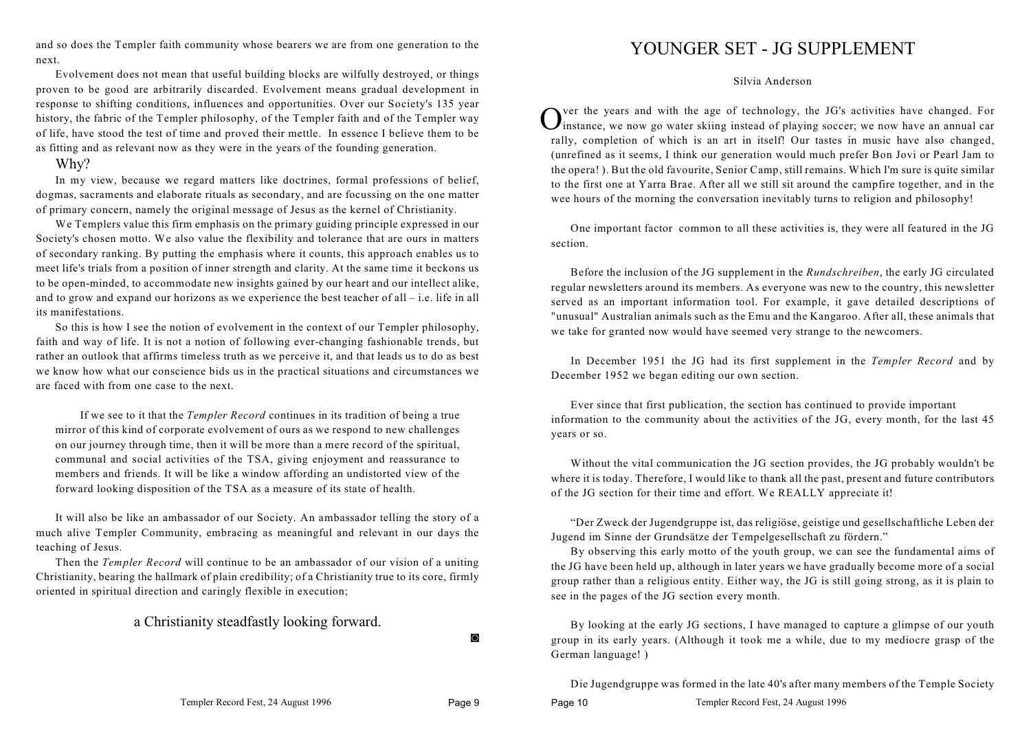and so does the Templer faith community whose bearers we are from one generation to the next.

Evolvement does not mean that useful building blocks are wilfully destroyed, or things proven to be good are arbitrarily discarded. Evolvement means gradual development in response to shifting conditions, influences and opportunities. Over our Society's 135 year history, the fabric of the Templer philosophy, of the Templer faith and of the Templer way of life, have stood the test of time and proved their mettle. In essence I believe them to be as fitting and as relevant now as they were in the years of the founding generation.

### Why?

In my view, because we regard matters like doctrines, formal professions of belief, dogmas, sacraments and elaborate rituals as secondary, and are focussing on the one matter of primary concern, namely the original message of Jesus as the kernel of Christianity.

We Templers value this firm emphasis on the primary guiding principle expressed in our Society's chosen motto. We also value the flexibility and tolerance that are ours in matters of secondary ranking. By putting the emphasis where it counts, this approach enables us to meet life's trials from a position of inner strength and clarity. At the same time it beckons us to be open-minded, to accommodate new insights gained by our heart and our intellect alike, and to grow and expand our horizons as we experience the best teacher of all – i.e. life in all its manifestations.

So this is how I see the notion of evolvement in the context of our Templer philosophy, faith and way of life. It is not a notion of following ever-changing fashionable trends, but rather an outlook that affirms timeless truth as we perceive it, and that leads us to do as best we know how what our conscience bids us in the practical situations and circumstances we are faced with from one case to the next.

> If we see to it that the *Templer Record* continues in its tradition of being a true mirror of this kind of corporate evolvement of ours as we respond to new challenges on our journey through time, then it will be more than a mere record of the spiritual, communal and social activities of the TSA, giving enjoyment and reassurance to members and friends. It will be like a window affording an undistorted view of the forward looking disposition of the TSA as a measure of its state of health.

It will also be like an ambassador of our Society. An ambassador telling the story of a much alive Templer Community, embracing as meaningful and relevant in our days the teaching of Jesus.

Then the *Templer Record* will continue to be an ambassador of our vision of a uniting Christianity, bearing the hallmark of plain credibility; of a Christianity true to its core, firmly oriented in spiritual direction and caringly flexible in execution;

a Christianity steadfastly looking forward.

# YOUNGER SET - JG SUPPLEMENT

Silvia Anderson

Over the years and with the age of technology, the JG's activities have changed. For instance, we now go water skiing instead of playing soccer; we now have an annual car rally, completion of which is an art in itself! Our tastes in music have also changed, (unrefined as it seems, I think our generation would much prefer Bon Jovi or Pearl Jam to the opera! ). But the old favourite, Senior Camp, still remains. Which I'm sure is quite similar to the first one at Yarra Brae. After all we still sit around the campfire together, and in the wee hours of the morning the conversation inevitably turns to religion and philosophy!

One important factor common to all these activities is, they were all featured in the JG section.

Before the inclusion of the JG supplement in the *Rundschreiben*, the early JG circulated regular newsletters around its members. As everyone was new to the country, this newsletter served as an important information tool. For example, it gave detailed descriptions of "unusual" Australian animals such as the Emu and the Kangaroo. After all, these animals that we take for granted now would have seemed very strange to the newcomers.

In December 1951 the JG had its first supplement in the *Templer Record* and by December 1952 we began editing our own section.

Ever since that first publication, the section has continued to provide important information to the community about the activities of the JG, every month, for the last 45 years or so.

Without the vital communication the JG section provides, the JG probably wouldn't be where it is today. Therefore, I would like to thank all the past, present and future contributors of the JG section for their time and effort. We REALLY appreciate it!

"Der Zweck der Jugendgruppe ist, das religiöse, geistige und gesellschaftliche Leben der Jugend im Sinne der Grundsätze der Tempelgesellschaft zu fördern."

By observing this early motto of the youth group, we can see the fundamental aims of the JG have been held up, although in later years we have gradually become more of a social group rather than a religious entity. Either way, the JG is still going strong, as it is plain to see in the pages of the JG section every month.

By looking at the early JG sections, I have managed to capture a glimpse of our youth group in its early years. (Although it took me a while, due to my mediocre grasp of the German language! )

Die Jugendgruppe was formed in the late 40's after many members of the Temple Society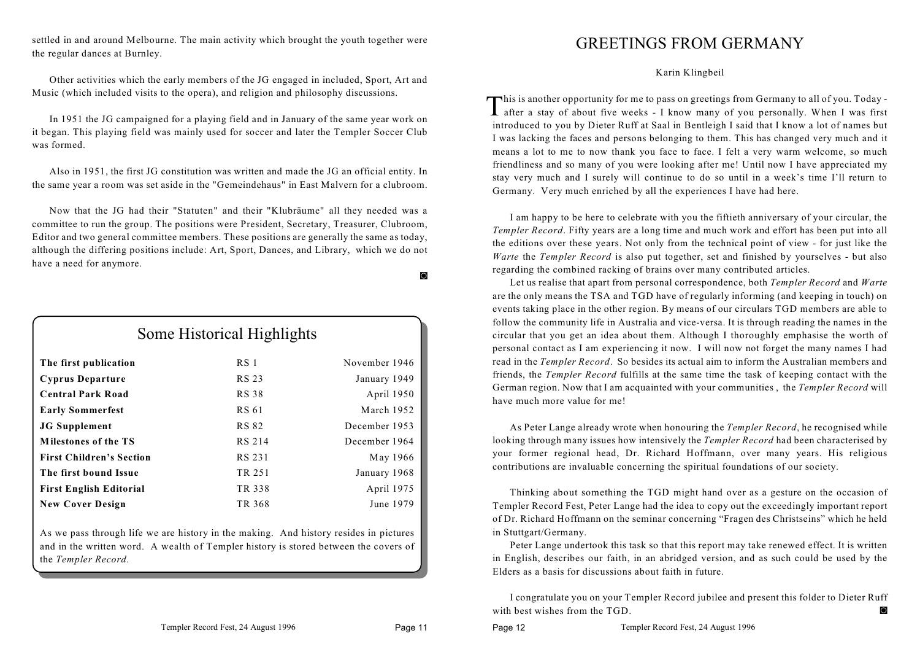settled in and around Melbourne. The main activity which brought the youth together were the regular dances at Burnley.

Other activities which the early members of the JG engaged in included, Sport, Art and Music (which included visits to the opera), and religion and philosophy discussions.

In 1951 the JG campaigned for a playing field and in January of the same year work on it began. This playing field was mainly used for soccer and later the Templer Soccer Club was formed.

Also in 1951, the first JG constitution was written and made the JG an official entity. In the same year a room was set aside in the "Gemeindehaus" in East Malvern for a clubroom.

Now that the JG had their "Statuten" and their "Klubräume" all they needed was a committee to run the group. The positions were President, Secretary, Treasurer, Clubroom, Editor and two general committee members. These positions are generally the same as today, although the differing positions include: Art, Sport, Dances, and Library, which we do not have a need for anymore.

## Some Historical Highlights

| | | |
|---|---|---|
| **The first publication** | RS 1 | November 1946 |
| **Cyprus Departure** | RS 23 | January 1949 |
| **Central Park Road** | RS 38 | April 1950 |
| **Early Sommerfest** | RS 61 | March 1952 |
| **JG Supplement** | RS 82 | December 1953 |
| **Milestones of the TS** | RS 214 | December 1964 |
| **First Children's Section** | RS 231 | May 1966 |
| **The first bound Issue** | TR 251 | January 1968 |
| **First English Editorial** | TR 338 | April 1975 |
| **New Cover Design** | TR 368 | June 1979 |

As we pass through life we are history in the making. And history resides in pictures and in the written word. A wealth of Templer history is stored between the covers of the *Templer Record.*

# GREETINGS FROM GERMANY

Karin Klingbeil

This is another opportunity for me to pass on greetings from Germany to all of you. Today - after a stay of about five weeks - I know many of you personally. When I was first introduced to you by Dieter Ruff at Saal in Bentleigh I said that I know a lot of names but I was lacking the faces and persons belonging to them. This has changed very much and it means a lot to me to now thank you face to face. I felt a very warm welcome, so much friendliness and so many of you were looking after me! Until now I have appreciated my stay very much and I surely will continue to do so until in a week's time I'll return to Germany. Very much enriched by all the experiences I have had here.

I am happy to be here to celebrate with you the fiftieth anniversary of your circular, the *Templer Record*. Fifty years are a long time and much work and effort has been put into all the editions over these years. Not only from the technical point of view - for just like the *Warte* the *Templer Record* is also put together, set and finished by yourselves - but also regarding the combined racking of brains over many contributed articles.

Let us realise that apart from personal correspondence, both *Templer Record* and *Warte* are the only means the TSA and TGD have of regularly informing (and keeping in touch) on events taking place in the other region. By means of our circulars TGD members are able to follow the community life in Australia and vice-versa. It is through reading the names in the circular that you get an idea about them. Although I thoroughly emphasise the worth of personal contact as I am experiencing it now. I will now not forget the many names I had read in the *Templer Record*. So besides its actual aim to inform the Australian members and friends, the *Templer Record* fulfills at the same time the task of keeping contact with the German region. Now that I am acquainted with your communities , the *Templer Record* will have much more value for me!

As Peter Lange already wrote when honouring the *Templer Record*, he recognised while looking through many issues how intensively the *Templer Record* had been characterised by your former regional head, Dr. Richard Hoffmann, over many years. His religious contributions are invaluable concerning the spiritual foundations of our society.

Thinking about something the TGD might hand over as a gesture on the occasion of Templer Record Fest, Peter Lange had the idea to copy out the exceedingly important report of Dr. Richard Hoffmann on the seminar concerning "Fragen des Christseins" which he held in Stuttgart/Germany.

Peter Lange undertook this task so that this report may take renewed effect. It is written in English, describes our faith, in an abridged version, and as such could be used by the Elders as a basis for discussions about faith in future.

I congratulate you on your Templer Record jubilee and present this folder to Dieter Ruff with best wishes from the TGD.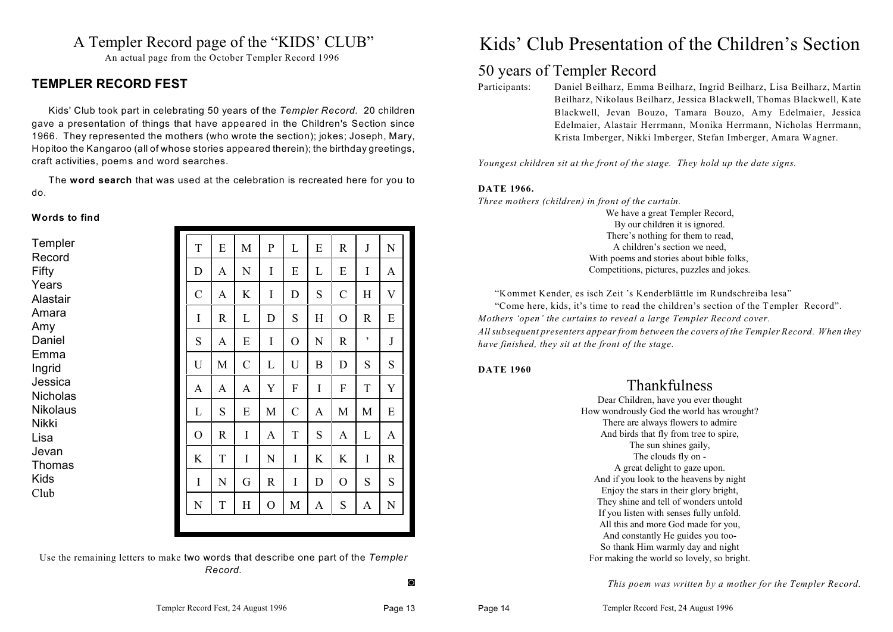# A Templer Record page of the "KIDS' CLUB"

An actual page from the October Templer Record 1996

## TEMPLER RECORD FEST

Kids' Club took part in celebrating 50 years of the *Templer Record.* 20 children gave a presentation of things that have appeared in the Children's Section since 1966. They represented the mothers (who wrote the section); jokes; Joseph, Mary, Hopitoo the Kangaroo (all of whose stories appeared therein); the birthday greetings, craft activities, poems and word searches.

The **word search** that was used at the celebration is recreated here for you to do.

**Words to find**

Templer
Record
Fifty
Years
Alastair
Amara
Amy
Daniel
Emma
Ingrid
Jessica
Nicholas
Nikolaus
Nikki
Lisa
Jevan
Thomas
Kids
Club

| | | | | | | | | |
|---|---|---|---|---|---|---|---|---|
| T | E | M | P | L | E | R | J | N |
| D | A | N | I | E | L | E | I | A |
| C | A | K | I | D | S | C | H | V |
| I | R | L | D | S | H | O | R | E |
| S | A | E | I | O | N | R | ' | J |
| U | M | C | L | U | B | D | S | S |
| A | A | A | Y | F | I | F | T | Y |
| L | S | E | M | C | A | M | M | E |
| O | R | I | A | T | S | A | L | A |
| K | T | I | N | I | K | K | I | R |
| I | N | G | R | I | D | O | S | S |
| N | T | H | O | M | A | S | A | N |

Use the remaining letters to make two words that describe one part of the *Templer Record.*

# Kids' Club Presentation of the Children's Section

## 50 years of Templer Record

Participants: Daniel Beilharz, Emma Beilharz, Ingrid Beilharz, Lisa Beilharz, Martin Beilharz, Nikolaus Beilharz, Jessica Blackwell, Thomas Blackwell, Kate Blackwell, Jevan Bouzo, Tamara Bouzo, Amy Edelmaier, Jessica Edelmaier, Alastair Herrmann, Monika Herrmann, Nicholas Herrmann, Krista Imberger, Nikki Imberger, Stefan Imberger, Amara Wagner.

*Youngest children sit at the front of the stage. They hold up the date signs.*

**DATE 1966.**

*Three mothers (children) in front of the curtain.*

We have a great Templer Record,
By our children it is ignored.
There's nothing for them to read,
A children's section we need,
With poems and stories about bible folks,
Competitions, pictures, puzzles and jokes.

"Kommet Kender, es isch Zeit 's Kenderblättle im Rundschreiba lesa"

"Come here, kids, it's time to read the children's section of the Templer Record".

*Mothers 'open' the curtains to reveal a large Templer Record cover.*

*All subsequent presenters appear from between the covers of the Templer Record. When they have finished, they sit at the front of the stage.*

**DATE 1960**

### Thankfulness

Dear Children, have you ever thought
How wondrously God the world has wrought?
There are always flowers to admire
And birds that fly from tree to spire,
The sun shines gaily,
The clouds fly on -
A great delight to gaze upon.
And if you look to the heavens by night
Enjoy the stars in their glory bright,
They shine and tell of wonders untold
If you listen with senses fully unfold.
All this and more God made for you,
And constantly He guides you too-
So thank Him warmly day and night
For making the world so lovely, so bright.

*This poem was written by a mother for the Templer Record.*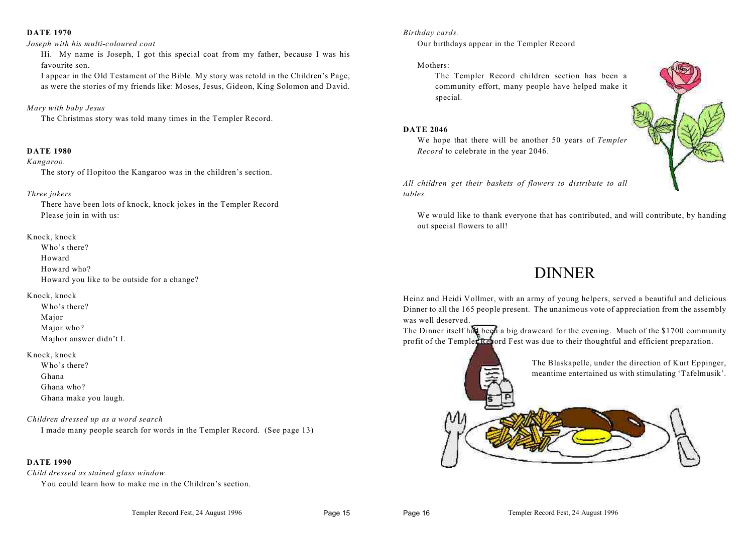**DATE 1970**

*Joseph with his multi-coloured coat*

Hi. My name is Joseph, I got this special coat from my father, because I was his favourite son.

I appear in the Old Testament of the Bible. My story was retold in the Children's Page, as were the stories of my friends like: Moses, Jesus, Gideon, King Solomon and David.

*Mary with baby Jesus*

The Christmas story was told many times in the Templer Record.

**DATE 1980**

*Kangaroo.*

The story of Hopitoo the Kangaroo was in the children's section.

*Three jokers*

There have been lots of knock, knock jokes in the Templer Record
Please join in with us:

Knock, knock
Who's there?
Howard
Howard who?
Howard you like to be outside for a change?

Knock, knock
Who's there?
Major
Major who?
Majhor answer didn't I.

Knock, knock
Who's there?
Ghana
Ghana who?
Ghana make you laugh.

*Children dressed up as a word search*

I made many people search for words in the Templer Record. (See page 13)

**DATE 1990**

*Child dressed as stained glass window.*

You could learn how to make me in the Children's section.

*Birthday cards.*

Our birthdays appear in the Templer Record

Mothers:

The Templer Record children section has been a community effort, many people have helped make it special.

**DATE 2046**

We hope that there will be another 50 years of *Templer Record* to celebrate in the year 2046.

*All children get their baskets of flowers to distribute to all tables.*

We would like to thank everyone that has contributed, and will contribute, by handing out special flowers to all!

# DINNER

Heinz and Heidi Vollmer, with an army of young helpers, served a beautiful and delicious Dinner to all the 165 people present. The unanimous vote of appreciation from the assembly was well deserved.

The Dinner itself had been a big drawcard for the evening. Much of the $1700 community profit of the Templer Record Fest was due to their thoughtful and efficient preparation.

The Blaskapelle, under the direction of Kurt Eppinger, meantime entertained us with stimulating 'Tafelmusik'.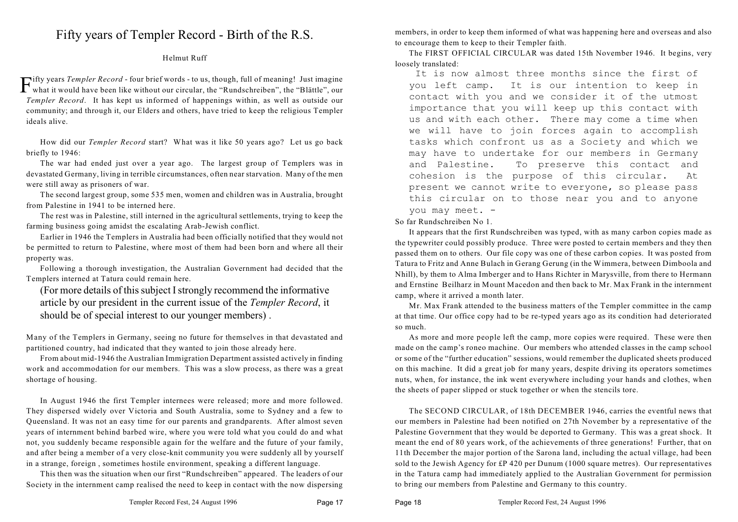# Fifty years of Templer Record - Birth of the R.S.

Helmut Ruff

Fifty years *Templer Record* - four brief words - to us, though, full of meaning! Just imagine what it would have been like without our circular, the "Rundschreiben", the "Blättle", our *Templer Record*. It has kept us informed of happenings within, as well as outside our community; and through it, our Elders and others, have tried to keep the religious Templer ideals alive.

How did our *Templer Record* start? What was it like 50 years ago? Let us go back briefly to 1946:

The war had ended just over a year ago. The largest group of Templers was in devastated Germany, living in terrible circumstances, often near starvation. Many of the men were still away as prisoners of war.

The second largest group, some 535 men, women and children was in Australia, brought from Palestine in 1941 to be interned here.

The rest was in Palestine, still interned in the agricultural settlements, trying to keep the farming business going amidst the escalating Arab-Jewish conflict.

Earlier in 1946 the Templers in Australia had been officially notified that they would not be permitted to return to Palestine, where most of them had been born and where all their property was.

Following a thorough investigation, the Australian Government had decided that the Templers interned at Tatura could remain here.

(For more details of this subject I strongly recommend the informative article by our president in the current issue of the *Templer Record*, it should be of special interest to our younger members) .

Many of the Templers in Germany, seeing no future for themselves in that devastated and partitioned country, had indicated that they wanted to join those already here.

From about mid-1946 the Australian Immigration Department assisted actively in finding work and accommodation for our members. This was a slow process, as there was a great shortage of housing.

In August 1946 the first Templer internees were released; more and more followed. They dispersed widely over Victoria and South Australia, some to Sydney and a few to Queensland. It was not an easy time for our parents and grandparents. After almost seven years of internment behind barbed wire, where you were told what you could do and what not, you suddenly became responsible again for the welfare and the future of your family, and after being a member of a very close-knit community you were suddenly all by yourself in a strange, foreign , sometimes hostile environment, speaking a different language.

This then was the situation when our first "Rundschreiben" appeared. The leaders of our Society in the internment camp realised the need to keep in contact with the now dispersing members, in order to keep them informed of what was happening here and overseas and also to encourage them to keep to their Templer faith.

The FIRST OFFICIAL CIRCULAR was dated 15th November 1946. It begins, very loosely translated:

> It is now almost three months since the first of you left camp. It is our intention to keep in contact with you and we consider it of the utmost importance that you will keep up this contact with us and with each other. There may come a time when we will have to join forces again to accomplish tasks which confront us as a Society and which we may have to undertake for our members in Germany and Palestine. To preserve this contact and cohesion is the purpose of this circular. At present we cannot write to everyone, so please pass this circular on to those near you and to anyone you may meet. -

So far Rundschreiben No 1.

It appears that the first Rundschreiben was typed, with as many carbon copies made as the typewriter could possibly produce. Three were posted to certain members and they then passed them on to others. Our file copy was one of these carbon copies. It was posted from Tatura to Fritz and Anne Bulach in Gerang Gerung (in the Wimmera, between Dimboola and Nhill), by them to Alma Imberger and to Hans Richter in Marysville, from there to Hermann and Ernstine Beilharz in Mount Macedon and then back to Mr. Max Frank in the internment camp, where it arrived a month later.

Mr. Max Frank attended to the business matters of the Templer committee in the camp at that time. Our office copy had to be re-typed years ago as its condition had deteriorated so much.

As more and more people left the camp, more copies were required. These were then made on the camp's roneo machine. Our members who attended classes in the camp school or some of the "further education" sessions, would remember the duplicated sheets produced on this machine. It did a great job for many years, despite driving its operators sometimes nuts, when, for instance, the ink went everywhere including your hands and clothes, when the sheets of paper slipped or stuck together or when the stencils tore.

The SECOND CIRCULAR, of 18th DECEMBER 1946, carries the eventful news that our members in Palestine had been notified on 27th November by a representative of the Palestine Government that they would be deported to Germany. This was a great shock. It meant the end of 80 years work, of the achievements of three generations! Further, that on 11th December the major portion of the Sarona land, including the actual village, had been sold to the Jewish Agency for £P 420 per Dunum (1000 square metres). Our representatives in the Tatura camp had immediately applied to the Australian Government for permission to bring our members from Palestine and Germany to this country.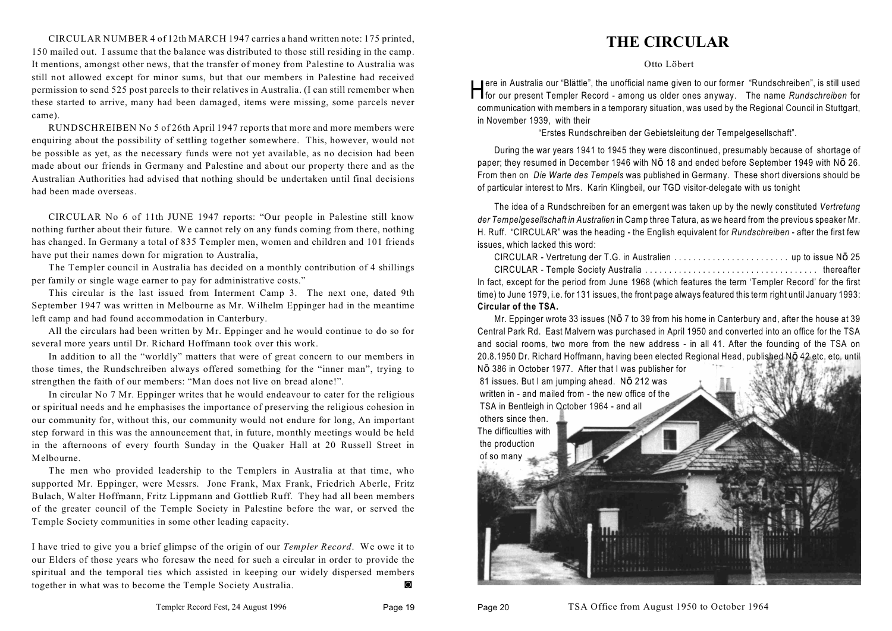CIRCULAR NUMBER 4 of 12th MARCH 1947 carries a hand written note: 175 printed, 150 mailed out. I assume that the balance was distributed to those still residing in the camp. It mentions, amongst other news, that the transfer of money from Palestine to Australia was still not allowed except for minor sums, but that our members in Palestine had received permission to send 525 post parcels to their relatives in Australia. (I can still remember when these started to arrive, many had been damaged, items were missing, some parcels never came).

RUNDSCHREIBEN No 5 of 26th April 1947 reports that more and more members were enquiring about the possibility of settling together somewhere. This, however, would not be possible as yet, as the necessary funds were not yet available, as no decision had been made about our friends in Germany and Palestine and about our property there and as the Australian Authorities had advised that nothing should be undertaken until final decisions had been made overseas.

CIRCULAR No 6 of 11th JUNE 1947 reports: "Our people in Palestine still know nothing further about their future. We cannot rely on any funds coming from there, nothing has changed. In Germany a total of 835 Templer men, women and children and 101 friends have put their names down for migration to Australia,

The Templer council in Australia has decided on a monthly contribution of 4 shillings per family or single wage earner to pay for administrative costs."

This circular is the last issued from Interment Camp 3. The next one, dated 9th September 1947 was written in Melbourne as Mr. Wilhelm Eppinger had in the meantime left camp and had found accommodation in Canterbury.

All the circulars had been written by Mr. Eppinger and he would continue to do so for several more years until Dr. Richard Hoffmann took over this work.

In addition to all the "worldly" matters that were of great concern to our members in those times, the Rundschreiben always offered something for the "inner man", trying to strengthen the faith of our members: "Man does not live on bread alone!".

In circular No 7 Mr. Eppinger writes that he would endeavour to cater for the religious or spiritual needs and he emphasises the importance of preserving the religious cohesion in our community for, without this, our community would not endure for long, An important step forward in this was the announcement that, in future, monthly meetings would be held in the afternoons of every fourth Sunday in the Quaker Hall at 20 Russell Street in Melbourne.

The men who provided leadership to the Templers in Australia at that time, who supported Mr. Eppinger, were Messrs. Jone Frank, Max Frank, Friedrich Aberle, Fritz Bulach, Walter Hoffmann, Fritz Lippmann and Gottlieb Ruff. They had all been members of the greater council of the Temple Society in Palestine before the war, or served the Temple Society communities in some other leading capacity.

I have tried to give you a brief glimpse of the origin of our *Templer Record*. We owe it to our Elders of those years who foresaw the need for such a circular in order to provide the spiritual and the temporal ties which assisted in keeping our widely dispersed members together in what was to become the Temple Society Australia. ◙

# THE CIRCULAR

Otto Löbert

Here in Australia our "Blättle", the unofficial name given to our former "Rundschreiben", is still used for our present Templer Record - among us older ones anyway. The name *Rundschreiben* for communication with members in a temporary situation, was used by the Regional Council in Stuttgart, in November 1939, with their

"Erstes Rundschreiben der Gebietsleitung der Tempelgesellschaft".

During the war years 1941 to 1945 they were discontinued, presumably because of shortage of paper; they resumed in December 1946 with Nō 18 and ended before September 1949 with Nō 26. From then on *Die Warte des Tempels* was published in Germany. These short diversions should be of particular interest to Mrs. Karin Klingbeil, our TGD visitor-delegate with us tonight

The idea of a Rundschreiben for an emergent was taken up by the newly constituted *Vertretung der Tempelgesellschaft in Australien* in Camp three Tatura, as we heard from the previous speaker Mr. H. Ruff. "CIRCULAR" was the heading - the English equivalent for *Rundschreiben* - after the first few issues, which lacked this word:

CIRCULAR - Vertretung der T.G. in Australien . . . . . . . . . . . . . . . . . . . . . . . . up to issue Nō 25

CIRCULAR - Temple Society Australia . . . . . . . . . . . . . . . . . . . . . . . . . . . . . . . . . . . . thereafter

In fact, except for the period from June 1968 (which features the term 'Templer Record' for the first time) to June 1979, i.e. for 131 issues, the front page always featured this term right until January 1993: **Circular of the TSA.**

Mr. Eppinger wrote 33 issues (Nō 7 to 39 from his home in Canterbury and, after the house at 39 Central Park Rd. East Malvern was purchased in April 1950 and converted into an office for the TSA and social rooms, two more from the new address - in all 41. After the founding of the TSA on 20.8.1950 Dr. Richard Hoffmann, having been elected Regional Head, published Nō 42 etc. etc. until Nō 386 in October 1977. After that I was publisher for 81 issues. But I am jumping ahead. Nō 212 was written in - and mailed from - the new office of the TSA in Bentleigh in October 1964 - and all others since then. The difficulties with the production of so many

TSA Office from August 1950 to October 1964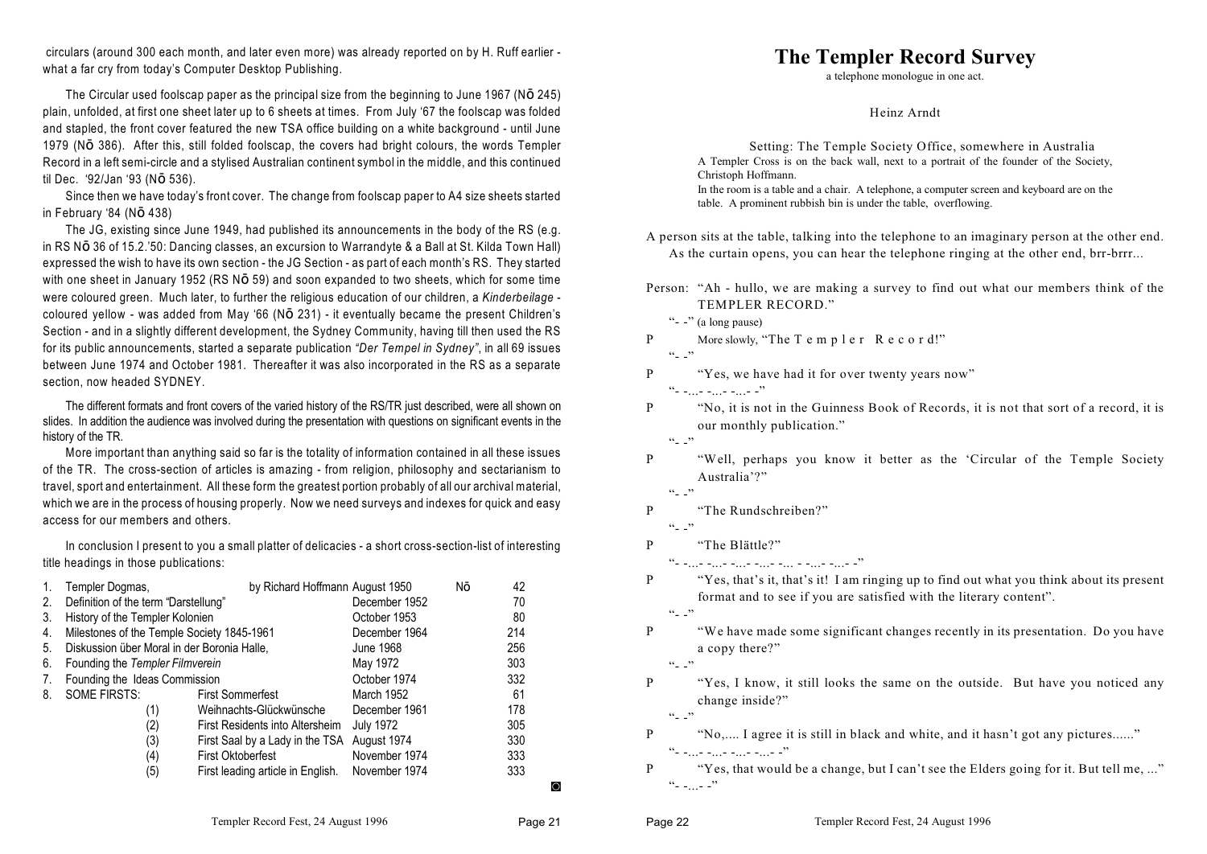circulars (around 300 each month, and later even more) was already reported on by H. Ruff earlier - what a far cry from today's Computer Desktop Publishing.

The Circular used foolscap paper as the principal size from the beginning to June 1967 (Nō 245) plain, unfolded, at first one sheet later up to 6 sheets at times. From July '67 the foolscap was folded and stapled, the front cover featured the new TSA office building on a white background - until June 1979 (Nō 386). After this, still folded foolscap, the covers had bright colours, the words Templer Record in a left semi-circle and a stylised Australian continent symbol in the middle, and this continued til Dec. '92/Jan '93 (Nō 536).

Since then we have today's front cover. The change from foolscap paper to A4 size sheets started in February '84 (Nō 438)

The JG, existing since June 1949, had published its announcements in the body of the RS (e.g. in RS Nō 36 of 15.2.'50: Dancing classes, an excursion to Warrandyte & a Ball at St. Kilda Town Hall) expressed the wish to have its own section - the JG Section - as part of each month's RS. They started with one sheet in January 1952 (RS Nō 59) and soon expanded to two sheets, which for some time were coloured green. Much later, to further the religious education of our children, a *Kinderbeilage* - coloured yellow - was added from May '66 (Nō 231) - it eventually became the present Children's Section - and in a slightly different development, the Sydney Community, having till then used the RS for its public announcements, started a separate publication *"Der Tempel in Sydney"*, in all 69 issues between June 1974 and October 1981. Thereafter it was also incorporated in the RS as a separate section, now headed SYDNEY.

The different formats and front covers of the varied history of the RS/TR just described, were all shown on slides. In addition the audience was involved during the presentation with questions on significant events in the history of the TR.

More important than anything said so far is the totality of information contained in all these issues of the TR. The cross-section of articles is amazing - from religion, philosophy and sectarianism to travel, sport and entertainment. All these form the greatest portion probably of all our archival material, which we are in the process of housing properly. Now we need surveys and indexes for quick and easy access for our members and others.

In conclusion I present to you a small platter of delicacies - a short cross-section-list of interesting title headings in those publications:

| | | | | Nō |
|---|---|---|---|---|
| 1. | Templer Dogmas, | by Richard Hoffmann | August 1950 | 42 |
| 2. | Definition of the term "Darstellung" | | December 1952 | 70 |
| 3. | History of the Templer Kolonien | | October 1953 | 80 |
| 4. | Milestones of the Temple Society 1845-1961 | | December 1964 | 214 |
| 5. | Diskussion über Moral in der Boronia Halle, | | June 1968 | 256 |
| 6. | Founding the *Templer Filmverein* | | May 1972 | 303 |
| 7. | Founding the Ideas Commission | | October 1974 | 332 |
| 8. | SOME FIRSTS: | First Sommerfest | March 1952 | 61 |
| | (1) | Weihnachts-Glückwünsche | December 1961 | 178 |
| | (2) | First Residents into Altersheim | July 1972 | 305 |
| | (3) | First Saal by a Lady in the TSA | August 1974 | 330 |
| | (4) | First Oktoberfest | November 1974 | 333 |
| | (5) | First leading article in English. | November 1974 | 333 |

# The Templer Record Survey

a telephone monologue in one act.

Heinz Arndt

Setting: The Temple Society Office, somewhere in Australia
A Templer Cross is on the back wall, next to a portrait of the founder of the Society, Christoph Hoffmann.
In the room is a table and a chair. A telephone, a computer screen and keyboard are on the table. A prominent rubbish bin is under the table, overflowing.

A person sits at the table, talking into the telephone to an imaginary person at the other end. As the curtain opens, you can hear the telephone ringing at the other end, brr-brrr...

Person: "Ah - hullo, we are making a survey to find out what our members think of the TEMPLER RECORD."

"- -" (a long pause)

P More slowly, "The T e m p l e r R e c o r d!"

"- -"

P "Yes, we have had it for over twenty years now"

"- -...- -...- -...- -"

P "No, it is not in the Guinness Book of Records, it is not that sort of a record, it is our monthly publication."

"- -"

P "Well, perhaps you know it better as the 'Circular of the Temple Society Australia'?"

"- -"

P "The Rundschreiben?"

"- -"

P "The Blättle?"

"- -...- -...- -...- -...- -... - -...- -...- -"

P "Yes, that's it, that's it! I am ringing up to find out what you think about its present format and to see if you are satisfied with the literary content".

"- -"

P "We have made some significant changes recently in its presentation. Do you have a copy there?"

"- -"

P "Yes, I know, it still looks the same on the outside. But have you noticed any change inside?"

"- -"

P "No,.... I agree it is still in black and white, and it hasn't got any pictures......"

"- -...- -...- -...- -...- -"

P "Yes, that would be a change, but I can't see the Elders going for it. But tell me, ..."

"- -...- -"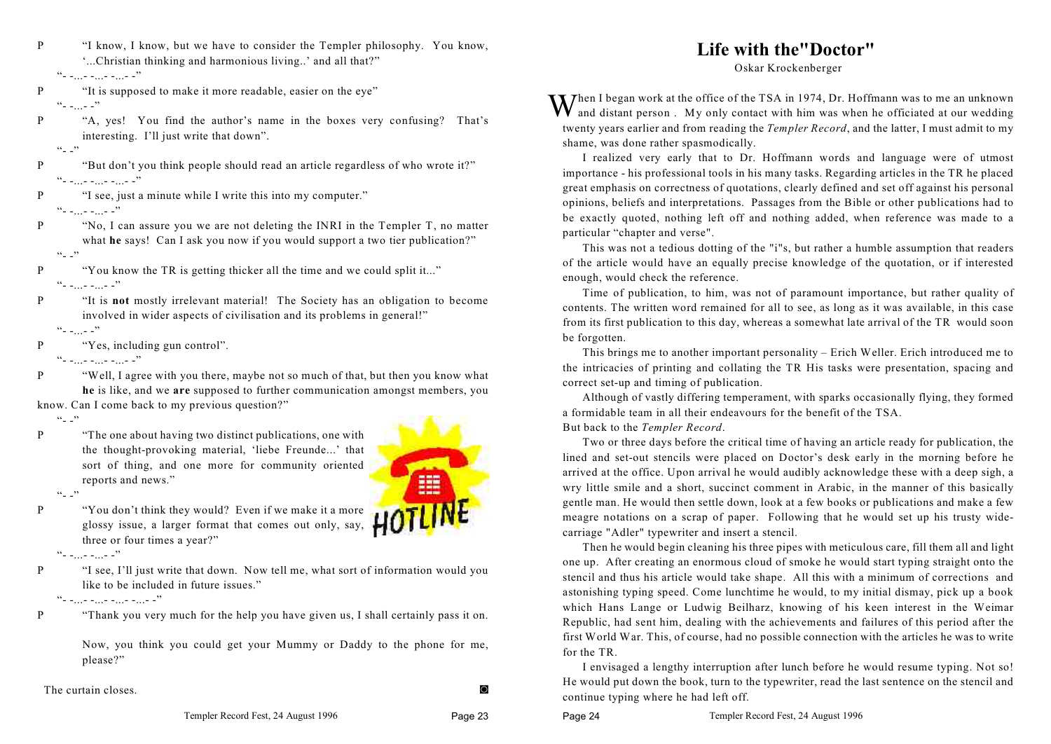P "I know, I know, but we have to consider the Templer philosophy. You know, '...Christian thinking and harmonious living..' and all that?"

"- -...- -...- -...- -"

P "It is supposed to make it more readable, easier on the eye"

"- -...- -"

P "A, yes! You find the author's name in the boxes very confusing? That's interesting. I'll just write that down".

"- -"

P "But don't you think people should read an article regardless of who wrote it?"

"- -...- -...- -...- -"

P "I see, just a minute while I write this into my computer."

"- -...- -...- -"

P "No, I can assure you we are not deleting the INRI in the Templer T, no matter what **he** says! Can I ask you now if you would support a two tier publication?"

"- -"

P "You know the TR is getting thicker all the time and we could split it..."

"- -...- -...- -"

P "It is **not** mostly irrelevant material! The Society has an obligation to become involved in wider aspects of civilisation and its problems in general!"

"- -...- -"

P "Yes, including gun control".

"- -...- -...- -...- -"

P "Well, I agree with you there, maybe not so much of that, but then you know what **he** is like, and we **are** supposed to further communication amongst members, you know. Can I come back to my previous question?"

"- -"

P "The one about having two distinct publications, one with the thought-provoking material, 'liebe Freunde...' that sort of thing, and one more for community oriented reports and news."

"- -"

P "You don't think they would? Even if we make it a more glossy issue, a larger format that comes out only, say, three or four times a year?"

"- -...- -...- -"

P "I see, I'll just write that down. Now tell me, what sort of information would you like to be included in future issues."

"- -...- -...- -...- -...- -"

P "Thank you very much for the help you have given us, I shall certainly pass it on.

Now, you think you could get your Mummy or Daddy to the phone for me, please?"

The curtain closes.

# Life with the "Doctor"

Oskar Krockenberger

When I began work at the office of the TSA in 1974, Dr. Hoffmann was to me an unknown and distant person . My only contact with him was when he officiated at our wedding twenty years earlier and from reading the *Templer Record*, and the latter, I must admit to my shame, was done rather spasmodically.

I realized very early that to Dr. Hoffmann words and language were of utmost importance - his professional tools in his many tasks. Regarding articles in the TR he placed great emphasis on correctness of quotations, clearly defined and set off against his personal opinions, beliefs and interpretations. Passages from the Bible or other publications had to be exactly quoted, nothing left off and nothing added, when reference was made to a particular "chapter and verse".

This was not a tedious dotting of the "i"s, but rather a humble assumption that readers of the article would have an equally precise knowledge of the quotation, or if interested enough, would check the reference.

Time of publication, to him, was not of paramount importance, but rather quality of contents. The written word remained for all to see, as long as it was available, in this case from its first publication to this day, whereas a somewhat late arrival of the TR would soon be forgotten.

This brings me to another important personality – Erich Weller. Erich introduced me to the intricacies of printing and collating the TR His tasks were presentation, spacing and correct set-up and timing of publication.

Although of vastly differing temperament, with sparks occasionally flying, they formed a formidable team in all their endeavours for the benefit of the TSA.

But back to the *Templer Record*.

Two or three days before the critical time of having an article ready for publication, the lined and set-out stencils were placed on Doctor's desk early in the morning before he arrived at the office. Upon arrival he would audibly acknowledge these with a deep sigh, a wry little smile and a short, succinct comment in Arabic, in the manner of this basically gentle man. He would then settle down, look at a few books or publications and make a few meagre notations on a scrap of paper. Following that he would set up his trusty wide-carriage "Adler" typewriter and insert a stencil.

Then he would begin cleaning his three pipes with meticulous care, fill them all and light one up. After creating an enormous cloud of smoke he would start typing straight onto the stencil and thus his article would take shape. All this with a minimum of corrections and astonishing typing speed. Come lunchtime he would, to my initial dismay, pick up a book which Hans Lange or Ludwig Beilharz, knowing of his keen interest in the Weimar Republic, had sent him, dealing with the achievements and failures of this period after the first World War. This, of course, had no possible connection with the articles he was to write for the TR.

I envisaged a lengthy interruption after lunch before he would resume typing. Not so! He would put down the book, turn to the typewriter, read the last sentence on the stencil and continue typing where he had left off.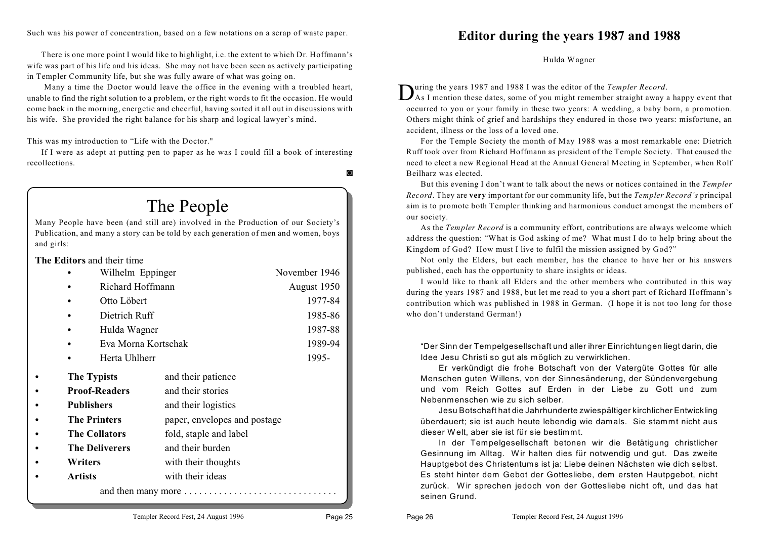Such was his power of concentration, based on a few notations on a scrap of waste paper.

There is one more point I would like to highlight, i.e. the extent to which Dr. Hoffmann's wife was part of his life and his ideas. She may not have been seen as actively participating in Templer Community life, but she was fully aware of what was going on.

Many a time the Doctor would leave the office in the evening with a troubled heart, unable to find the right solution to a problem, or the right words to fit the occasion. He would come back in the morning, energetic and cheerful, having sorted it all out in discussions with his wife. She provided the right balance for his sharp and logical lawyer's mind.

This was my introduction to "Life with the Doctor."

If I were as adept at putting pen to paper as he was I could fill a book of interesting recollections.

## The People

Many People have been (and still are) involved in the Production of our Society's Publication, and many a story can be told by each generation of men and women, boys and girls:

**The Editors** and their time

| | |
|---|---|
| • Wilhelm Eppinger | November 1946 |
| • Richard Hoffmann | August 1950 |
| • Otto Löbert | 1977-84 |
| • Dietrich Ruff | 1985-86 |
| • Hulda Wagner | 1987-88 |
| • Eva Morna Kortschak | 1989-94 |
| • Herta Uhlherr | 1995- |

- **The Typists** and their patience
- **Proof-Readers** and their stories
- **Publishers** and their logistics
- **The Printers** paper, envelopes and postage
- **The Collators** fold, staple and label
- **The Deliverers** and their burden
- **Writers** with their thoughts
- **Artists** with their ideas

and then many more . . . . . . . . . . . . . . . . . . . . . . . . . . . . . . .

# Editor during the years 1987 and 1988

Hulda Wagner

During the years 1987 and 1988 I was the editor of the *Templer Record*. As I mention these dates, some of you might remember straight away a happy event that occurred to you or your family in these two years: A wedding, a baby born, a promotion. Others might think of grief and hardships they endured in those two years: misfortune, an accident, illness or the loss of a loved one.

For the Temple Society the month of May 1988 was a most remarkable one: Dietrich Ruff took over from Richard Hoffmann as president of the Temple Society. That caused the need to elect a new Regional Head at the Annual General Meeting in September, when Rolf Beilharz was elected.

But this evening I don't want to talk about the news or notices contained in the *Templer Record*. They are **very** important for our community life, but the *Templer Record's* principal aim is to promote both Templer thinking and harmonious conduct amongst the members of our society.

As the *Templer Record* is a community effort, contributions are always welcome which address the question: "What is God asking of me? What must I do to help bring about the Kingdom of God? How must I live to fulfil the mission assigned by God?"

Not only the Elders, but each member, has the chance to have her or his answers published, each has the opportunity to share insights or ideas.

I would like to thank all Elders and the other members who contributed in this way during the years 1987 and 1988, but let me read to you a short part of Richard Hoffmann's contribution which was published in 1988 in German. (I hope it is not too long for those who don't understand German!)

> "Der Sinn der Tempelgesellschaft und aller ihrer Einrichtungen liegt darin, die Idee Jesu Christi so gut als möglich zu verwirklichen.
>
> Er verkündigt die frohe Botschaft von der Vatergüte Gottes für alle Menschen guten Willens, von der Sinnesänderung, der Sündenvergebung und vom Reich Gottes auf Erden in der Liebe zu Gott und zum Nebenmenschen wie zu sich selber.
>
> Jesu Botschaft hat die Jahrhunderte zwiespältiger kirchlicher Entwickling überdauert; sie ist auch heute lebendig wie damals. Sie stammt nicht aus dieser Welt, aber sie ist für sie bestimmt.
>
> In der Tempelgesellschaft betonen wir die Betätigung christlicher Gesinnung im Alltag. Wir halten dies für notwendig und gut. Das zweite Hauptgebot des Christentums ist ja: Liebe deinen Nächsten wie dich selbst. Es steht hinter dem Gebot der Gottesliebe, dem ersten Hautpgebot, nicht zurück. Wir sprechen jedoch von der Gottesliebe nicht oft, und das hat seinen Grund.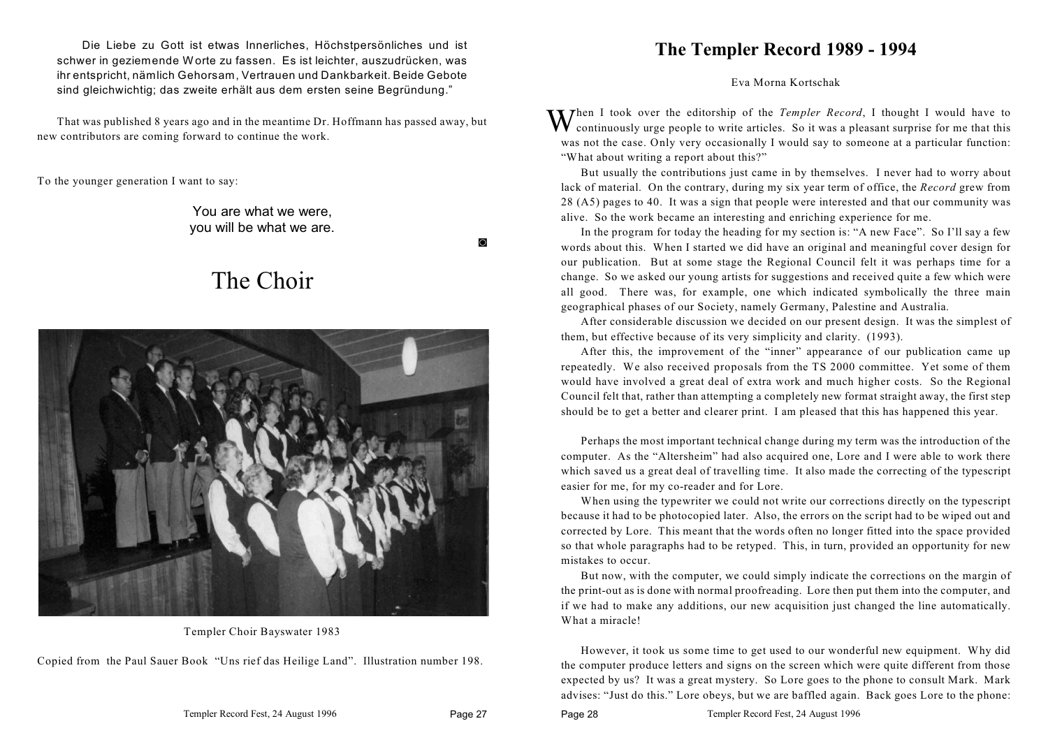Die Liebe zu Gott ist etwas Innerliches, Höchstpersönliches und ist schwer in geziemende Worte zu fassen. Es ist leichter, auszudrücken, was ihr entspricht, nämlich Gehorsam, Vertrauen und Dankbarkeit. Beide Gebote sind gleichwichtig; das zweite erhält aus dem ersten seine Begründung."

That was published 8 years ago and in the meantime Dr. Hoffmann has passed away, but new contributors are coming forward to continue the work.

To the younger generation I want to say:

You are what we were,
you will be what we are.

# The Choir

Templer Choir Bayswater 1983

Copied from the Paul Sauer Book "Uns rief das Heilige Land". Illustration number 198.

# The Templer Record 1989 - 1994

Eva Morna Kortschak

When I took over the editorship of the *Templer Record*, I thought I would have to continuously urge people to write articles. So it was a pleasant surprise for me that this was not the case. Only very occasionally I would say to someone at a particular function: "What about writing a report about this?"

But usually the contributions just came in by themselves. I never had to worry about lack of material. On the contrary, during my six year term of office, the *Record* grew from 28 (A5) pages to 40. It was a sign that people were interested and that our community was alive. So the work became an interesting and enriching experience for me.

In the program for today the heading for my section is: "A new Face". So I'll say a few words about this. When I started we did have an original and meaningful cover design for our publication. But at some stage the Regional Council felt it was perhaps time for a change. So we asked our young artists for suggestions and received quite a few which were all good. There was, for example, one which indicated symbolically the three main geographical phases of our Society, namely Germany, Palestine and Australia.

After considerable discussion we decided on our present design. It was the simplest of them, but effective because of its very simplicity and clarity. (1993).

After this, the improvement of the "inner" appearance of our publication came up repeatedly. We also received proposals from the TS 2000 committee. Yet some of them would have involved a great deal of extra work and much higher costs. So the Regional Council felt that, rather than attempting a completely new format straight away, the first step should be to get a better and clearer print. I am pleased that this has happened this year.

Perhaps the most important technical change during my term was the introduction of the computer. As the "Altersheim" had also acquired one, Lore and I were able to work there which saved us a great deal of travelling time. It also made the correcting of the typescript easier for me, for my co-reader and for Lore.

When using the typewriter we could not write our corrections directly on the typescript because it had to be photocopied later. Also, the errors on the script had to be wiped out and corrected by Lore. This meant that the words often no longer fitted into the space provided so that whole paragraphs had to be retyped. This, in turn, provided an opportunity for new mistakes to occur.

But now, with the computer, we could simply indicate the corrections on the margin of the print-out as is done with normal proofreading. Lore then put them into the computer, and if we had to make any additions, our new acquisition just changed the line automatically. What a miracle!

However, it took us some time to get used to our wonderful new equipment. Why did the computer produce letters and signs on the screen which were quite different from those expected by us? It was a great mystery. So Lore goes to the phone to consult Mark. Mark advises: "Just do this." Lore obeys, but we are baffled again. Back goes Lore to the phone: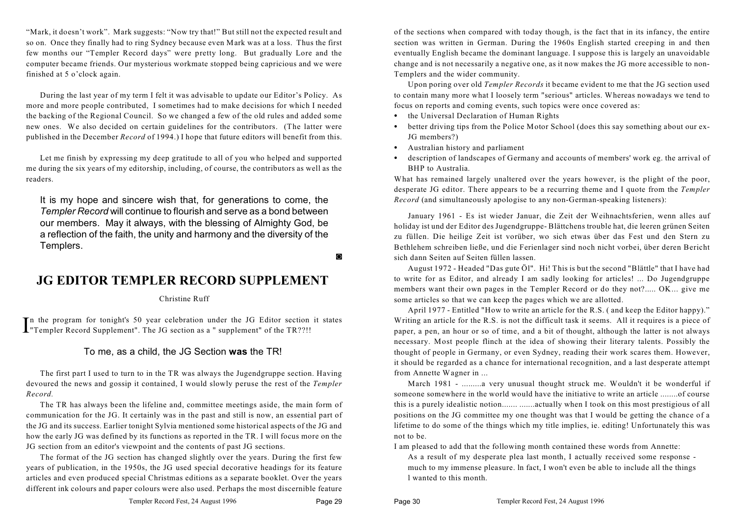"Mark, it doesn't work". Mark suggests: "Now try that!" But still not the expected result and so on. Once they finally had to ring Sydney because even Mark was at a loss. Thus the first few months our "Templer Record days" were pretty long. But gradually Lore and the computer became friends. Our mysterious workmate stopped being capricious and we were finished at 5 o'clock again.

During the last year of my term I felt it was advisable to update our Editor's Policy. As more and more people contributed, I sometimes had to make decisions for which I needed the backing of the Regional Council. So we changed a few of the old rules and added some new ones. We also decided on certain guidelines for the contributors. (The latter were published in the December *Record* of 1994.) I hope that future editors will benefit from this.

Let me finish by expressing my deep gratitude to all of you who helped and supported me during the six years of my editorship, including, of course, the contributors as well as the readers.

It is my hope and sincere wish that, for generations to come, the *Templer Record* will continue to flourish and serve as a bond between our members. May it always, with the blessing of Almighty God, be a reflection of the faith, the unity and harmony and the diversity of the Templers.

## JG EDITOR TEMPLER RECORD SUPPLEMENT

Christine Ruff

In the program for tonight's 50 year celebration under the JG Editor section it states "Templer Record Supplement". The JG section as a " supplement" of the TR??!!

### To me, as a child, the JG Section **was** the TR!

The first part I used to turn to in the TR was always the Jugendgruppe section. Having devoured the news and gossip it contained, I would slowly peruse the rest of the *Templer Record.*

The TR has always been the lifeline and, committee meetings aside, the main form of communication for the JG. It certainly was in the past and still is now, an essential part of the JG and its success. Earlier tonight Sylvia mentioned some historical aspects of the JG and how the early JG was defined by its functions as reported in the TR. I will focus more on the JG section from an editor's viewpoint and the contents of past JG sections.

The format of the JG section has changed slightly over the years. During the first few years of publication, in the 1950s, the JG used special decorative headings for its feature articles and even produced special Christmas editions as a separate booklet. Over the years different ink colours and paper colours were also used. Perhaps the most discernible feature of the sections when compared with today though, is the fact that in its infancy, the entire section was written in German. During the 1960s English started creeping in and then eventually English became the dominant language. I suppose this is largely an unavoidable change and is not necessarily a negative one, as it now makes the JG more accessible to non-Templers and the wider community.

Upon poring over old *Templer Records* it became evident to me that the JG section used to contain many more what I loosely term "serious" articles. Whereas nowadays we tend to focus on reports and coming events, such topics were once covered as:

- the Universal Declaration of Human Rights
- better driving tips from the Police Motor School (does this say something about our ex-JG members?)
- Australian history and parliament
- description of landscapes of Germany and accounts of members' work eg. the arrival of BHP to Australia.

What has remained largely unaltered over the years however, is the plight of the poor, desperate JG editor. There appears to be a recurring theme and I quote from the *Templer Record* (and simultaneously apologise to any non-German-speaking listeners):

January 1961 - Es ist wieder Januar, die Zeit der Weihnachtsferien, wenn alles auf holiday ist und der Editor des Jugendgruppe- Blättchens trouble hat, die leeren grünen Seiten zu füllen. Die heilige Zeit ist vorüber, wo sich etwas über das Fest und den Stern zu Bethlehem schreiben ließe, und die Ferienlager sind noch nicht vorbei, über deren Bericht sich dann Seiten auf Seiten füllen lassen.

August 1972 - Headed "Das gute Öl". Hi! This is but the second "Blättle" that I have had to write for as Editor, and already I am sadly looking for articles! ... Do Jugendgruppe members want their own pages in the Templer Record or do they not?..... OK... give me some articles so that we can keep the pages which we are allotted.

April 1977 - Entitled "How to write an article for the R.S. ( and keep the Editor happy)." Writing an article for the R.S. is not the difficult task it seems. All it requires is a piece of paper, a pen, an hour or so of time, and a bit of thought, although the latter is not always necessary. Most people flinch at the idea of showing their literary talents. Possibly the thought of people in Germany, or even Sydney, reading their work scares them. However, it should be regarded as a chance for international recognition, and a last desperate attempt from Annette Wagner in ...

March 1981 - .........a very unusual thought struck me. Wouldn't it be wonderful if someone somewhere in the world would have the initiative to write an article ........of course this is a purely idealistic notion....... .......actually when I took on this most prestigious of all positions on the JG committee my one thought was that I would be getting the chance of a lifetime to do some of the things which my title implies, ie. editing! Unfortunately this was not to be.

I am pleased to add that the following month contained these words from Annette:

As a result of my desperate plea last month, I actually received some response - much to my immense pleasure. In fact, I won't even be able to include all the things I wanted to this month.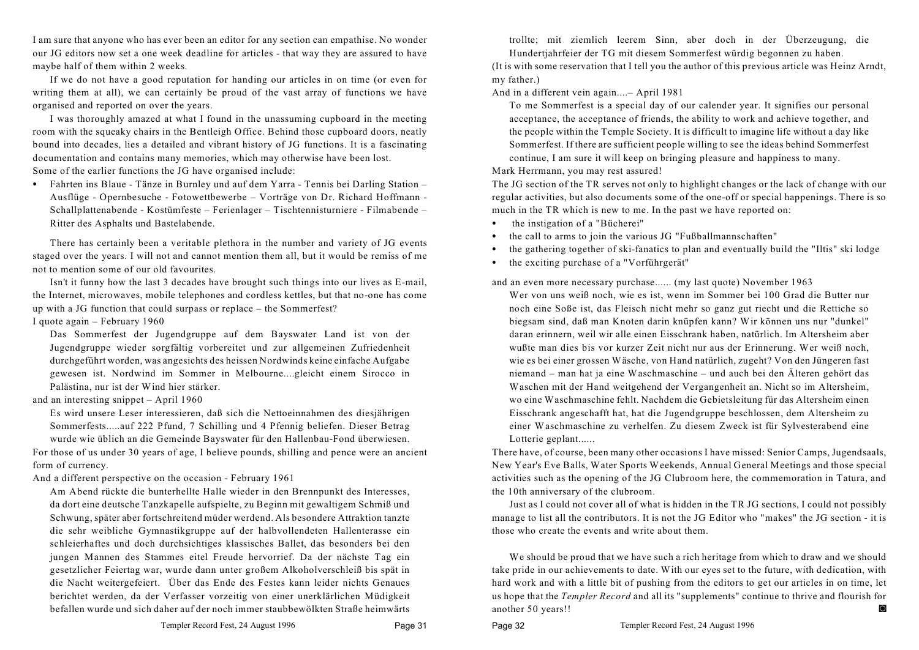I am sure that anyone who has ever been an editor for any section can empathise. No wonder our JG editors now set a one week deadline for articles - that way they are assured to have maybe half of them within 2 weeks.

If we do not have a good reputation for handing our articles in on time (or even for writing them at all), we can certainly be proud of the vast array of functions we have organised and reported on over the years.

I was thoroughly amazed at what I found in the unassuming cupboard in the meeting room with the squeaky chairs in the Bentleigh Office. Behind those cupboard doors, neatly bound into decades, lies a detailed and vibrant history of JG functions. It is a fascinating documentation and contains many memories, which may otherwise have been lost.

Some of the earlier functions the JG have organised include:

- Fahrten ins Blaue - Tänze in Burnley und auf dem Yarra - Tennis bei Darling Station – Ausflüge - Opernbesuche - Fotowettbewerbe – Vorträge von Dr. Richard Hoffmann - Schallplattenabende - Kostümfeste – Ferienlager – Tischtennisturniere - Filmabende – Ritter des Asphalts und Bastelabende.

There has certainly been a veritable plethora in the number and variety of JG events staged over the years. I will not and cannot mention them all, but it would be remiss of me not to mention some of our old favourites.

Isn't it funny how the last 3 decades have brought such things into our lives as E-mail, the Internet, microwaves, mobile telephones and cordless kettles, but that no-one has come up with a JG function that could surpass or replace – the Sommerfest?

I quote again – February 1960

> Das Sommerfest der Jugendgruppe auf dem Bayswater Land ist von der Jugendgruppe wieder sorgfältig vorbereitet und zur allgemeinen Zufriedenheit durchgeführt worden, was angesichts des heissen Nordwinds keine einfache Aufgabe gewesen ist. Nordwind im Sommer in Melbourne....gleicht einem Sirocco in Palästina, nur ist der Wind hier stärker.

and an interesting snippet – April 1960

> Es wird unsere Leser interessieren, daß sich die Nettoeinnahmen des diesjährigen Sommerfests.....auf 222 Pfund, 7 Schilling und 4 Pfennig beliefen. Dieser Betrag wurde wie üblich an die Gemeinde Bayswater für den Hallenbau-Fond überwiesen.

For those of us under 30 years of age, I believe pounds, shilling and pence were an ancient form of currency.

And a different perspective on the occasion - February 1961

> Am Abend rückte die bunterhellte Halle wieder in den Brennpunkt des Interesses, da dort eine deutsche Tanzkapelle aufspielte, zu Beginn mit gewaltigem Schmiß und Schwung, später aber fortschreitend müder werdend. Als besondere Attraktion tanzte die sehr weibliche Gymnastikgruppe auf der halbvollendeten Hallenterasse ein schleierhaftes und doch durchsichtiges klassisches Ballet, das besonders bei den jungen Mannen des Stammes eitel Freude hervorrief. Da der nächste Tag ein gesetzlicher Feiertag war, wurde dann unter großem Alkoholverschleiß bis spät in die Nacht weitergefeiert. Über das Ende des Festes kann leider nichts Genaues berichtet werden, da der Verfasser vorzeitig von einer unerklärlichen Müdigkeit befallen wurde und sich daher auf der noch immer staubbewölkten Straße heimwärts trollte; mit ziemlich leerem Sinn, aber doch in der Überzeugung, die Hundertjahrfeier der TG mit diesem Sommerfest würdig begonnen zu haben.

(It is with some reservation that I tell you the author of this previous article was Heinz Arndt, my father.)

And in a different vein again....– April 1981

> To me Sommerfest is a special day of our calender year. It signifies our personal acceptance, the acceptance of friends, the ability to work and achieve together, and the people within the Temple Society. It is difficult to imagine life without a day like Sommerfest. If there are sufficient people willing to see the ideas behind Sommerfest continue, I am sure it will keep on bringing pleasure and happiness to many.

Mark Herrmann, you may rest assured!

The JG section of the TR serves not only to highlight changes or the lack of change with our regular activities, but also documents some of the one-off or special happenings. There is so much in the TR which is new to me. In the past we have reported on:

- the instigation of a "Bücherei"
- the call to arms to join the various JG "Fußballmannschaften"
- the gathering together of ski-fanatics to plan and eventually build the "Iltis" ski lodge
- the exciting purchase of a "Vorführgerät"

and an even more necessary purchase...... (my last quote) November 1963

> Wer von uns weiß noch, wie es ist, wenn im Sommer bei 100 Grad die Butter nur noch eine Soße ist, das Fleisch nicht mehr so ganz gut riecht und die Rettiche so biegsam sind, daß man Knoten darin knüpfen kann? Wir können uns nur "dunkel" daran erinnern, weil wir alle einen Eisschrank haben, natürlich. Im Altersheim aber wußte man dies bis vor kurzer Zeit nicht nur aus der Erinnerung. Wer weiß noch, wie es bei einer grossen Wäsche, von Hand natürlich, zugeht? Von den Jüngeren fast niemand – man hat ja eine Waschmaschine – und auch bei den Älteren gehört das Waschen mit der Hand weitgehend der Vergangenheit an. Nicht so im Altersheim, wo eine Waschmaschine fehlt. Nachdem die Gebietsleitung für das Altersheim einen Eisschrank angeschafft hat, hat die Jugendgruppe beschlossen, dem Altersheim zu einer Waschmaschine zu verhelfen. Zu diesem Zweck ist für Sylvesterabend eine Lotterie geplant......

There have, of course, been many other occasions I have missed: Senior Camps, Jugendsaals, New Year's Eve Balls, Water Sports Weekends, Annual General Meetings and those special activities such as the opening of the JG Clubroom here, the commemoration in Tatura, and the 10th anniversary of the clubroom.

Just as I could not cover all of what is hidden in the TR JG sections, I could not possibly manage to list all the contributors. It is not the JG Editor who "makes" the JG section - it is those who create the events and write about them.

We should be proud that we have such a rich heritage from which to draw and we should take pride in our achievements to date. With our eyes set to the future, with dedication, with hard work and with a little bit of pushing from the editors to get our articles in on time, let us hope that the *Templer Record* and all its "supplements" continue to thrive and flourish for another 50 years!! ◙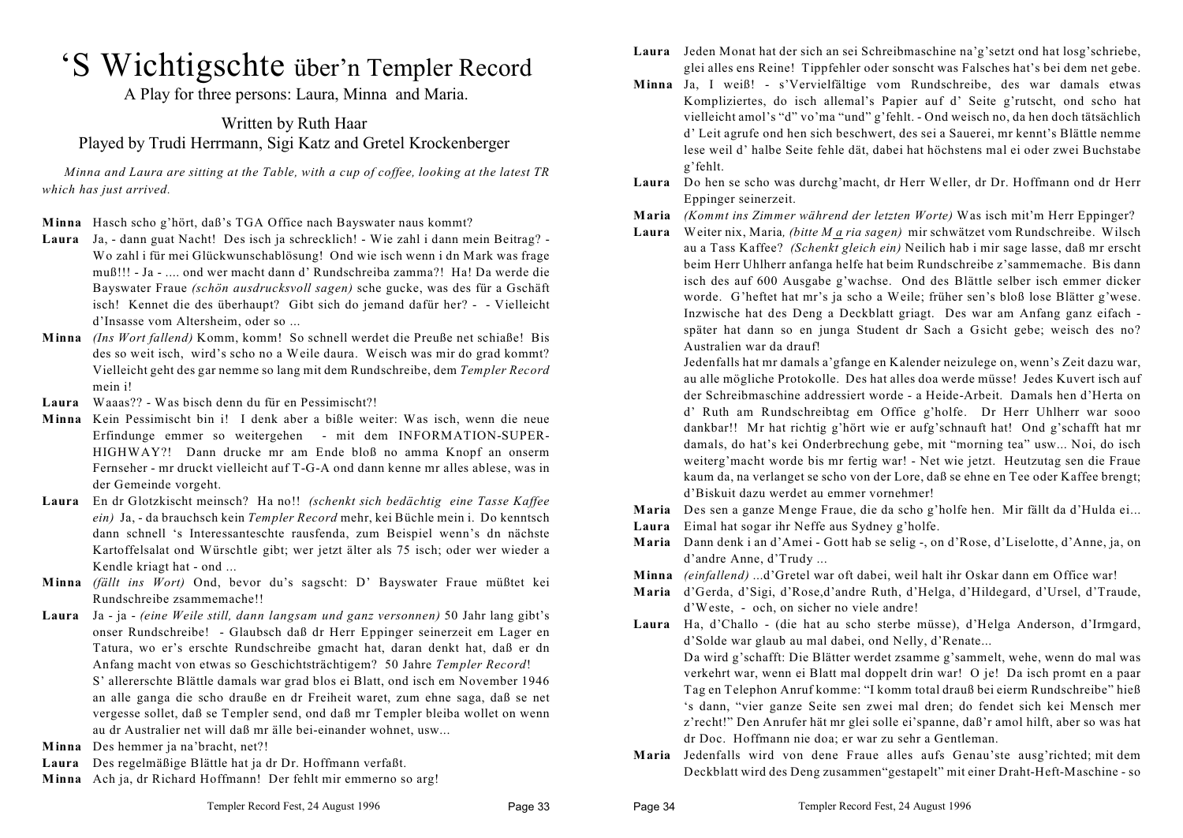# ‘S Wichtigschte über’n Templer Record

A Play for three persons: Laura, Minna and Maria.

Written by Ruth Haar
Played by Trudi Herrmann, Sigi Katz and Gretel Krockenberger

*Minna and Laura are sitting at the Table, with a cup of coffee, looking at the latest TR which has just arrived.*

**Minna** Hasch scho g’hört, daß’s TGA Office nach Bayswater naus kommt?

**Laura** Ja, - dann guat Nacht! Des isch ja schrecklich! - Wie zahl i dann mein Beitrag? - Wo zahl i für mei Glückwunschablösung! Ond wie isch wenn i dn Mark was frage muß!!! - Ja - .... ond wer macht dann d’ Rundschreiba zamma?! Ha! Da werde die Bayswater Fraue *(schön ausdrucksvoll sagen)* sche gucke, was des für a Gschäft isch! Kennet die des überhaupt? Gibt sich do jemand dafür her? - - Vielleicht d’Insasse vom Altersheim, oder so ...

**Minna** *(Ins Wort fallend)* Komm, komm! So schnell werdet die Preuße net schiaße! Bis des so weit isch, wird’s scho no a Weile daura. Weisch was mir do grad kommt? Vielleicht geht des gar nemme so lang mit dem Rundschreibe, dem *Templer Record* mein i!

**Laura** Waaas?? - Was bisch denn du für en Pessimischt?!

**Minna** Kein Pessimischt bin i! I denk aber a bißle weiter: Was isch, wenn die neue Erfindunge emmer so weitergehen - mit dem INFORMATION-SUPER-HIGHWAY?! Dann drucke mr am Ende bloß no amma Knopf an onserm Fernseher - mr druckt vielleicht auf T-G-A ond dann kenne mr alles ablese, was in der Gemeinde vorgeht.

**Laura** En dr Glotzkischt meinsch? Ha no!! *(schenkt sich bedächtig eine Tasse Kaffee ein)* Ja, - da brauchsch kein *Templer Record* mehr, kei Büchle mein i. Do kenntsch dann schnell ‘s Interessanteschte rausfenda, zum Beispiel wenn’s dn nächste Kartoffelsalat ond Würschtle gibt; wer jetzt älter als 75 isch; oder wer wieder a Kendle kriagt hat - ond ...

**Minna** *(fällt ins Wort)* Ond, bevor du’s sagscht: D’ Bayswater Fraue müßtet kei Rundschreibe zsammemache!!

**Laura** Ja - ja - *(eine Weile still, dann langsam und ganz versonnen)* 50 Jahr lang gibt’s onser Rundschreibe! - Glaubsch daß dr Herr Eppinger seinerzeit em Lager en Tatura, wo er’s erschte Rundschreibe gmacht hat, daran denkt hat, daß er dn Anfang macht von etwas so Geschichtsträchtigem? 50 Jahre *Templer Record*!
S’ allererschte Blättle damals war grad blos ei Blatt, ond isch em November 1946 an alle ganga die scho drauße en dr Freiheit waret, zum ehne saga, daß se net vergesse sollet, daß se Templer send, ond daß mr Templer bleiba wollet on wenn au dr Australier net will daß mr älle bei-einander wohnet, usw...

**Minna** Des hemmer ja na’bracht, net?!

**Laura** Des regelmäßige Blättle hat ja dr Dr. Hoffmann verfaßt.

**Minna** Ach ja, dr Richard Hoffmann! Der fehlt mir emmerno so arg!

**Laura** Jeden Monat hat der sich an sei Schreibmaschine na’g’setzt ond hat losg’schriebe, glei alles ens Reine! Tippfehler oder sonscht was Falsches hat’s bei dem net gebe.

**Minna** Ja, I weiß! - s’Vervielfältige vom Rundschreibe, des war damals etwas Kompliziertes, do isch allemal’s Papier auf d’ Seite g’rutscht, ond scho hat vielleicht amol’s “d” vo’ma “und” g’fehlt. - Ond weisch no, da hen doch tätsächlich d’ Leit agrufe ond hen sich beschwert, des sei a Sauerei, mr kennt’s Blättle nemme lese weil d’ halbe Seite fehle dät, dabei hat höchstens mal ei oder zwei Buchstabe g’fehlt.

**Laura** Do hen se scho was durchg’macht, dr Herr Weller, dr Dr. Hoffmann ond dr Herr Eppinger seinerzeit.

**Maria** *(Kommt ins Zimmer während der letzten Worte)* Was isch mit’m Herr Eppinger?

**Laura** Weiter nix, Maria*, (bitte M a ria sagen)* mir schwätzet vom Rundschreibe. Wilsch au a Tass Kaffee? *(Schenkt gleich ein)* Neilich hab i mir sage lasse, daß mr erscht beim Herr Uhlherr anfanga helfe hat beim Rundschreibe z’sammemache. Bis dann isch des auf 600 Ausgabe g’wachse. Ond des Blättle selber isch emmer dicker worde. G’heftet hat mr’s ja scho a Weile; früher sen’s bloß lose Blätter g’wese. Inzwische hat des Deng a Deckblatt griagt. Des war am Anfang ganz eifach - später hat dann so en junga Student dr Sach a Gsicht gebe; weisch des no? Australien war da drauf!
Jedenfalls hat mr damals a’gfange en Kalender neizulege on, wenn’s Zeit dazu war, au alle mögliche Protokolle. Des hat alles doa werde müsse! Jedes Kuvert isch auf der Schreibmaschine addressiert worde - a Heide-Arbeit. Damals hen d’Herta on d’ Ruth am Rundschreibtag em Office g’holfe. Dr Herr Uhlherr war sooo dankbar!! Mr hat richtig g’hört wie er aufg’schnauft hat! Ond g’schafft hat mr damals, do hat’s kei Onderbrechung gebe, mit “morning tea” usw... Noi, do isch weiterg’macht worde bis mr fertig war! - Net wie jetzt. Heutzutag sen die Fraue kaum da, na verlanget se scho von der Lore, daß se ehne en Tee oder Kaffee brengt; d’Biskuit dazu werdet au emmer vornehmer!

**Maria** Des sen a ganze Menge Fraue, die da scho g’holfe hen. Mir fällt da d’Hulda ei...

**Laura** Eimal hat sogar ihr Neffe aus Sydney g’holfe.

**Maria** Dann denk i an d’Amei - Gott hab se selig -, on d’Rose, d’Liselotte, d’Anne, ja, on d’andre Anne, d’Trudy ...

**Minna** *(einfallend)* ...d’Gretel war oft dabei, weil halt ihr Oskar dann em Office war!

**Maria** d’Gerda, d’Sigi, d’Rose,d’andre Ruth, d’Helga, d’Hildegard, d’Ursel, d’Traude, d’Weste, - och, on sicher no viele andre!

**Laura** Ha, d’Challo - (die hat au scho sterbe müsse), d’Helga Anderson, d’Irmgard, d’Solde war glaub au mal dabei, ond Nelly, d’Renate...
Da wird g’schafft: Die Blätter werdet zsamme g’sammelt, wehe, wenn do mal was verkehrt war, wenn ei Blatt mal doppelt drin war! O je! Da isch promt en a paar Tag en Telephon Anruf komme: “I komm total drauß bei eierm Rundschreibe” hieß ‘s dann, “vier ganze Seite sen zwei mal dren; do fendet sich kei Mensch mer z’recht!” Den Anrufer hät mr glei solle ei’spanne, daß’r amol hilft, aber so was hat dr Doc. Hoffmann nie doa; er war zu sehr a Gentleman.

**Maria** Jedenfalls wird von dene Fraue alles aufs Genau’ste ausg’richted; mit dem Deckblatt wird des Deng zusammen“gestapelt” mit einer Draht-Heft-Maschine - so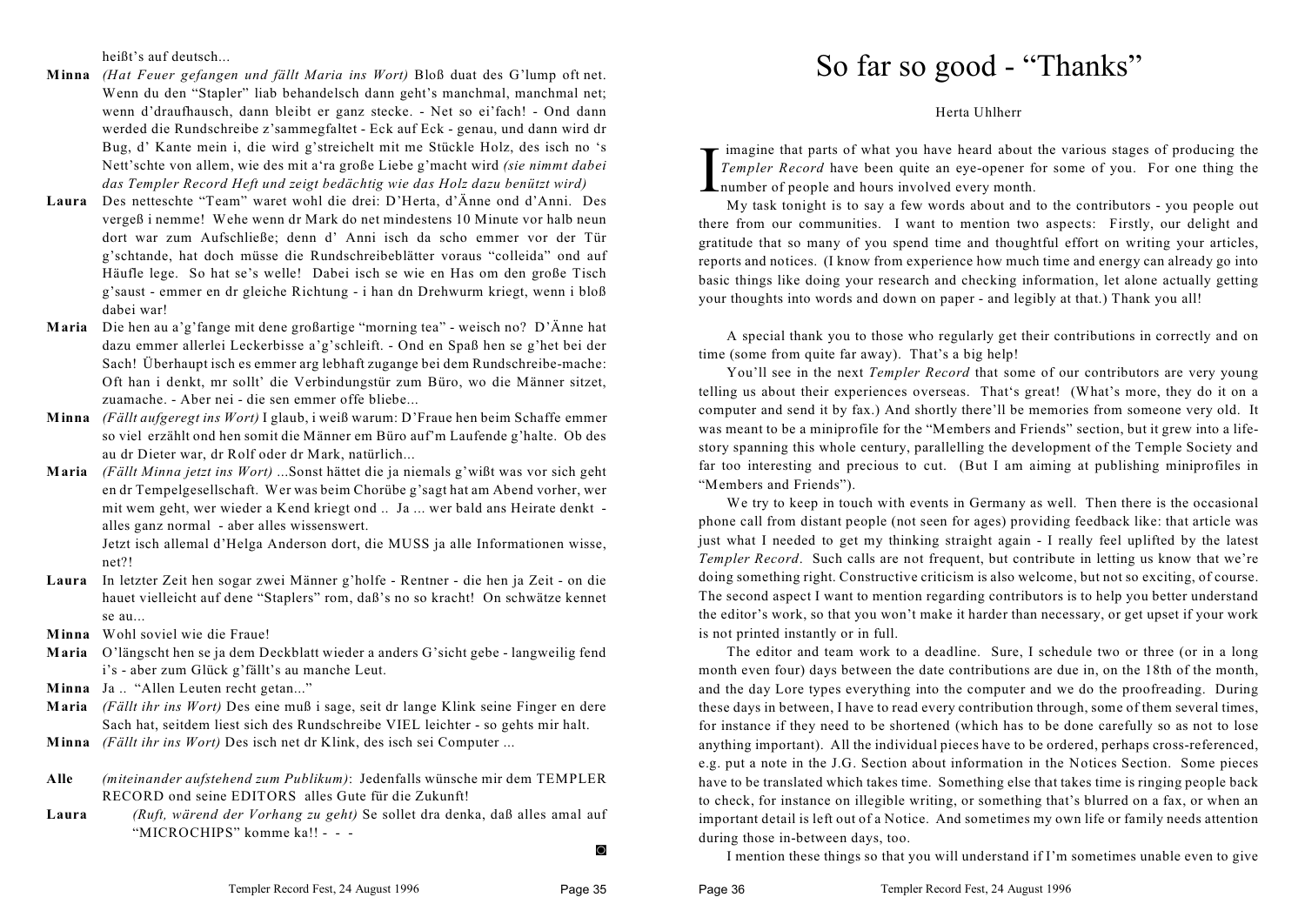heißt's auf deutsch...

**Minna** *(Hat Feuer gefangen und fällt Maria ins Wort)* Bloß duat des G'lump oft net. Wenn du den "Stapler" liab behandelsch dann geht's manchmal, manchmal net; wenn d'draufhausch, dann bleibt er ganz stecke. - Net so ei'fach! - Ond dann werded die Rundschreibe z'sammegfaltet - Eck auf Eck - genau, und dann wird dr Bug, d' Kante mein i, die wird g'streichelt mit me Stückle Holz, des isch no 's Nett'schte von allem, wie des mit a'ra große Liebe g'macht wird *(sie nimmt dabei das Templer Record Heft und zeigt bedächtig wie das Holz dazu benützt wird)*

**Laura** Des netteschte "Team" waret wohl die drei: D'Herta, d'Änne ond d'Anni. Des vergeß i nemme! Wehe wenn dr Mark do net mindestens 10 Minute vor halb neun dort war zum Aufschließe; denn d' Anni isch da scho emmer vor der Tür g'schtande, hat doch müsse die Rundschreibeblätter voraus "colleida" ond auf Häufle lege. So hat se's welle! Dabei isch se wie en Has om den große Tisch g'saust - emmer en dr gleiche Richtung - i han dn Drehwurm kriegt, wenn i bloß dabei war!

**Maria** Die hen au a'g'fange mit dene großartige "morning tea" - weisch no? D'Änne hat dazu emmer allerlei Leckerbisse a'g'schleift. - Ond en Spaß hen se g'het bei der Sach! Überhaupt isch es emmer arg lebhaft zugange bei dem Rundschreibe-mache: Oft han i denkt, mr sollt' die Verbindungstür zum Büro, wo die Männer sitzet, zuamache. - Aber nei - die sen emmer offe bliebe...

**Minna** *(Fällt aufgeregt ins Wort)* I glaub, i weiß warum: D'Fraue hen beim Schaffe emmer so viel erzählt ond hen somit die Männer em Büro auf'm Laufende g'halte. Ob des au dr Dieter war, dr Rolf oder dr Mark, natürlich...

**Maria** *(Fällt Minna jetzt ins Wort)* ...Sonst hättet die ja niemals g'wißt was vor sich geht en dr Tempelgesellschaft. Wer was beim Chorübe g'sagt hat am Abend vorher, wer mit wem geht, wer wieder a Kend kriegt ond .. Ja ... wer bald ans Heirate denkt - alles ganz normal - aber alles wissenswert.
Jetzt isch allemal d'Helga Anderson dort, die MUSS ja alle Informationen wisse, net?!

**Laura** In letzter Zeit hen sogar zwei Männer g'holfe - Rentner - die hen ja Zeit - on die hauet vielleicht auf dene "Staplers" rom, daß's no so kracht! On schwätze kennet se au...

**Minna** Wohl soviel wie die Fraue!

**Maria** O'längscht hen se ja dem Deckblatt wieder a anders G'sicht gebe - langweilig fend i's - aber zum Glück g'fällt's au manche Leut.

**Minna** Ja .. "Allen Leuten recht getan..."

**Maria** *(Fällt ihr ins Wort)* Des eine muß i sage, seit dr lange Klink seine Finger en dere Sach hat, seitdem liest sich des Rundschreibe VIEL leichter - so gehts mir halt.

**Minna** *(Fällt ihr ins Wort)* Des isch net dr Klink, des isch sei Computer ...

**Alle** *(miteinander aufstehend zum Publikum)*: Jedenfalls wünsche mir dem TEMPLER RECORD ond seine EDITORS alles Gute für die Zukunft!

**Laura** *(Ruft, wärend der Vorhang zu geht)* Se sollet dra denka, daß alles amal auf "MICROCHIPS" komme ka!! - - -

◘

# So far so good - "Thanks"

Herta Uhlherr

I imagine that parts of what you have heard about the various stages of producing the *Templer Record* have been quite an eye-opener for some of you. For one thing the number of people and hours involved every month.

My task tonight is to say a few words about and to the contributors - you people out there from our communities. I want to mention two aspects: Firstly, our delight and gratitude that so many of you spend time and thoughtful effort on writing your articles, reports and notices. (I know from experience how much time and energy can already go into basic things like doing your research and checking information, let alone actually getting your thoughts into words and down on paper - and legibly at that.) Thank you all!

A special thank you to those who regularly get their contributions in correctly and on time (some from quite far away). That's a big help!

You'll see in the next *Templer Record* that some of our contributors are very young telling us about their experiences overseas. That's great! (What's more, they do it on a computer and send it by fax.) And shortly there'll be memories from someone very old. It was meant to be a miniprofile for the "Members and Friends" section, but it grew into a life-story spanning this whole century, parallelling the development of the Temple Society and far too interesting and precious to cut. (But I am aiming at publishing miniprofiles in "Members and Friends").

We try to keep in touch with events in Germany as well. Then there is the occasional phone call from distant people (not seen for ages) providing feedback like: that article was just what I needed to get my thinking straight again - I really feel uplifted by the latest *Templer Record*. Such calls are not frequent, but contribute in letting us know that we're doing something right. Constructive criticism is also welcome, but not so exciting, of course. The second aspect I want to mention regarding contributors is to help you better understand the editor's work, so that you won't make it harder than necessary, or get upset if your work is not printed instantly or in full.

The editor and team work to a deadline. Sure, I schedule two or three (or in a long month even four) days between the date contributions are due in, on the 18th of the month, and the day Lore types everything into the computer and we do the proofreading. During these days in between, I have to read every contribution through, some of them several times, for instance if they need to be shortened (which has to be done carefully so as not to lose anything important). All the individual pieces have to be ordered, perhaps cross-referenced, e.g. put a note in the J.G. Section about information in the Notices Section. Some pieces have to be translated which takes time. Something else that takes time is ringing people back to check, for instance on illegible writing, or something that's blurred on a fax, or when an important detail is left out of a Notice. And sometimes my own life or family needs attention during those in-between days, too.

I mention these things so that you will understand if I'm sometimes unable even to give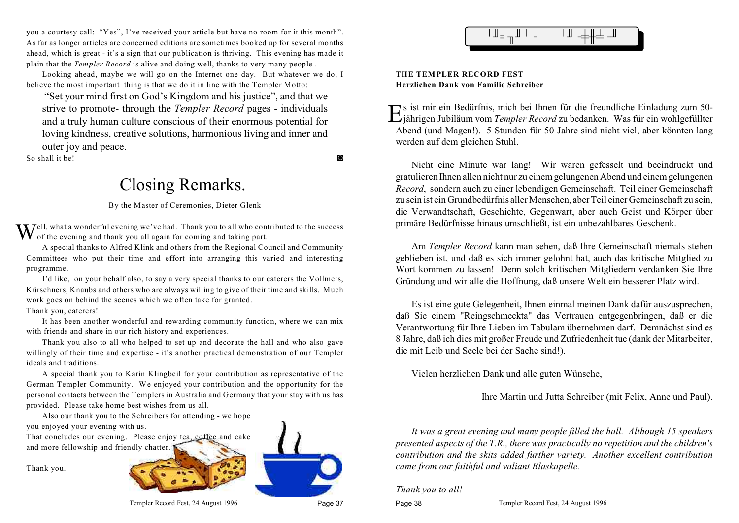you a courtesy call: "Yes", I've received your article but have no room for it this month". As far as longer articles are concerned editions are sometimes booked up for several months ahead, which is great - it's a sign that our publication is thriving. This evening has made it plain that the *Templer Record* is alive and doing well, thanks to very many people .

Looking ahead, maybe we will go on the Internet one day. But whatever we do, I believe the most important thing is that we do it in line with the Templer Motto:

> "Set your mind first on God's Kingdom and his justice", and that we strive to promote- through the *Templer Record* pages - individuals and a truly human culture conscious of their enormous potential for loving kindness, creative solutions, harmonious living and inner and outer joy and peace.

So shall it be!

# Closing Remarks.

By the Master of Ceremonies, Dieter Glenk

Well, what a wonderful evening we've had. Thank you to all who contributed to the success of the evening and thank you all again for coming and taking part.

A special thanks to Alfred Klink and others from the Regional Council and Community Committees who put their time and effort into arranging this varied and interesting programme.

I'd like, on your behalf also, to say a very special thanks to our caterers the Vollmers, Kürschners, Knaubs and others who are always willing to give of their time and skills. Much work goes on behind the scenes which we often take for granted.

Thank you, caterers!

It has been another wonderful and rewarding community function, where we can mix with friends and share in our rich history and experiences.

Thank you also to all who helped to set up and decorate the hall and who also gave willingly of their time and expertise - it's another practical demonstration of our Templer ideals and traditions.

A special thank you to Karin Klingbeil for your contribution as representative of the German Templer Community. We enjoyed your contribution and the opportunity for the personal contacts between the Templers in Australia and Germany that your stay with us has provided. Please take home best wishes from us all.

Also our thank you to the Schreibers for attending - we hope you enjoyed your evening with us.

That concludes our evening. Please enjoy tea, coffee and cake and more fellowship and friendly chatter.

Thank you.

**THE TEMPLER RECORD FEST**
**Herzlichen Dank von Familie Schreiber**

Es ist mir ein Bedürfnis, mich bei Ihnen für die freundliche Einladung zum 50-jährigen Jubiläum vom *Templer Record* zu bedanken. Was für ein wohlgefüllter Abend (und Magen!). 5 Stunden für 50 Jahre sind nicht viel, aber könnten lang werden auf dem gleichen Stuhl.

Nicht eine Minute war lang! Wir waren gefesselt und beeindruckt und gratulieren Ihnen allen nicht nur zu einem gelungenen Abend und einem gelungenen *Record*, sondern auch zu einer lebendigen Gemeinschaft. Teil einer Gemeinschaft zu sein ist ein Grundbedürfnis aller Menschen, aber Teil einer Gemeinschaft zu sein, die Verwandtschaft, Geschichte, Gegenwart, aber auch Geist und Körper über primäre Bedürfnisse hinaus umschließt, ist ein unbezahlbares Geschenk.

Am *Templer Record* kann man sehen, daß Ihre Gemeinschaft niemals stehen geblieben ist, und daß es sich immer gelohnt hat, auch das kritische Mitglied zu Wort kommen zu lassen! Denn solch kritischen Mitgliedern verdanken Sie Ihre Gründung und wir alle die Hoffnung, daß unsere Welt ein besserer Platz wird.

Es ist eine gute Gelegenheit, Ihnen einmal meinen Dank dafür auszusprechen, daß Sie einem "Reingschmeckta" das Vertrauen entgegenbringen, daß er die Verantwortung für Ihre Lieben im Tabulam übernehmen darf. Demnächst sind es 8 Jahre, daß ich dies mit großer Freude und Zufriedenheit tue (dank der Mitarbeiter, die mit Leib und Seele bei der Sache sind!).

Vielen herzlichen Dank und alle guten Wünsche,

Ihre Martin und Jutta Schreiber (mit Felix, Anne und Paul).

*It was a great evening and many people filled the hall. Although 15 speakers presented aspects of the T.R., there was practically no repetition and the children's contribution and the skits added further variety. Another excellent contribution came from our faithful and valiant Blaskapelle.*

*Thank you to all!*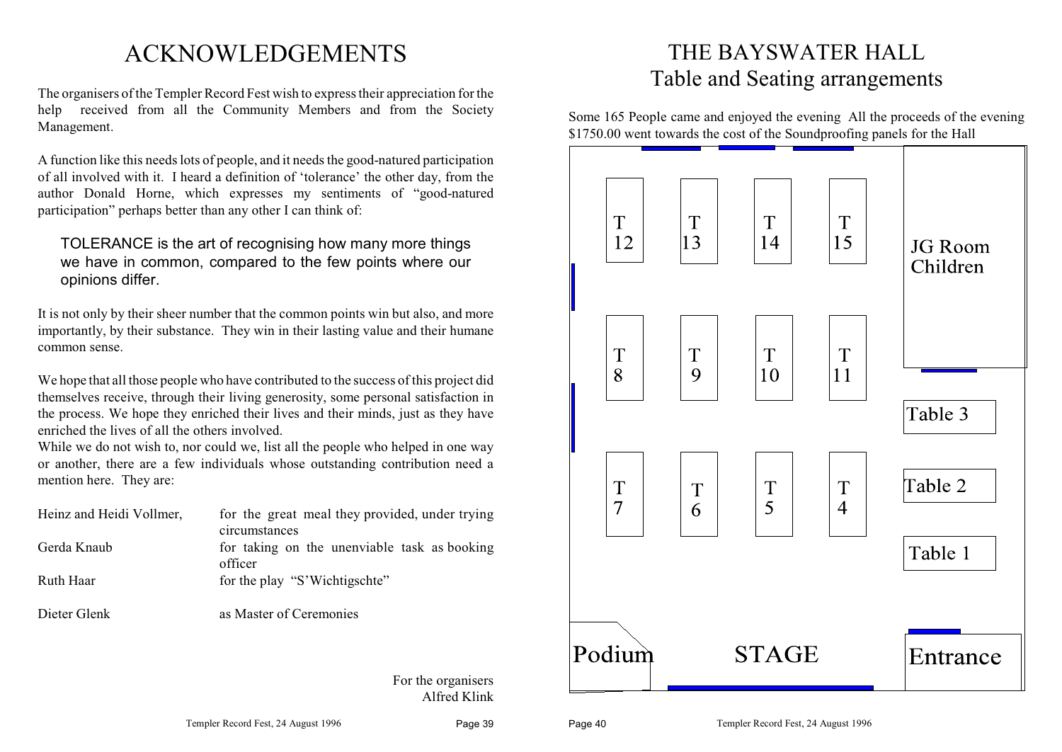# ACKNOWLEDGEMENTS

The organisers of the Templer Record Fest wish to express their appreciation for the help received from all the Community Members and from the Society Management.

A function like this needs lots of people, and it needs the good-natured participation of all involved with it. I heard a definition of 'tolerance' the other day, from the author Donald Horne, which expresses my sentiments of "good-natured participation" perhaps better than any other I can think of:

> TOLERANCE is the art of recognising how many more things we have in common, compared to the few points where our opinions differ.

It is not only by their sheer number that the common points win but also, and more importantly, by their substance. They win in their lasting value and their humane common sense.

We hope that all those people who have contributed to the success of this project did themselves receive, through their living generosity, some personal satisfaction in the process. We hope they enriched their lives and their minds, just as they have enriched the lives of all the others involved.
While we do not wish to, nor could we, list all the people who helped in one way or another, there are a few individuals whose outstanding contribution need a mention here. They are:

| | |
|---|---|
| Heinz and Heidi Vollmer, | for the great meal they provided, under trying circumstances |
| Gerda Knaub | for taking on the unenviable task as booking officer |
| Ruth Haar | for the play "S'Wichtigschte" |
| Dieter Glenk | as Master of Ceremonies |

For the organisers
Alfred Klink

# THE BAYSWATER HALL
## Table and Seating arrangements

Some 165 People came and enjoyed the evening All the proceeds of the evening $1750.00 went towards the cost of the Soundproofing panels for the Hall

T 12
T 13
T 14
T 15
JG Room Children
T 8
T 9
T 10
T 11
Table 3
T 7
T 6
T 5
T 4
Table 2
Table 1
Podium
STAGE
Entrance